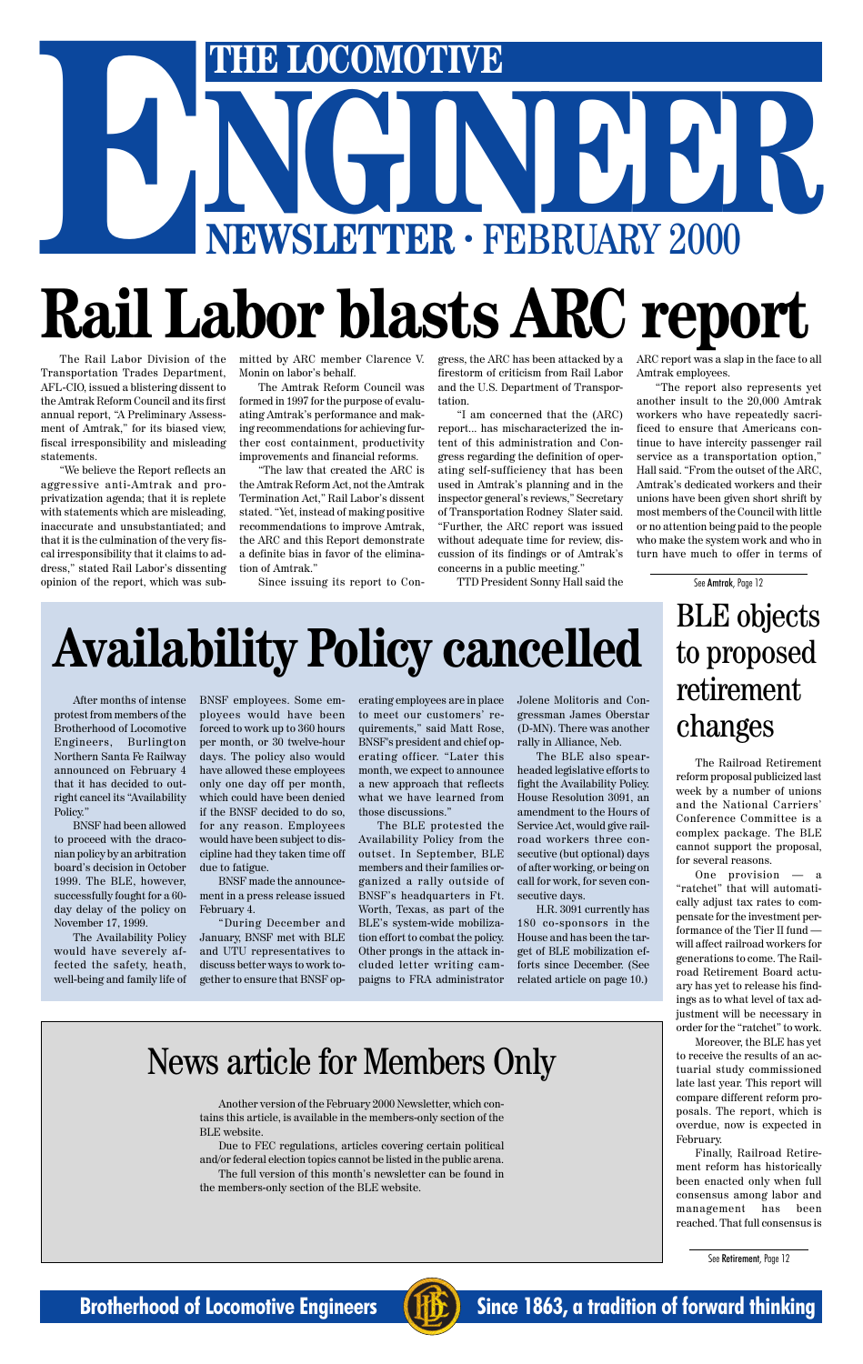# THE LOCOMOTIVE ENGINEER

NEWSLETTER · FEBRUARY 2000

# Rail Labor blasts ARC report

The Rail Labor Division of the Transportation Trades Department, AFL-CIO, issued a blistering dissent to the Amtrak Reform Council and its first annual report, "A Preliminary Assessment of Amtrak," for its biased view, fiscal irresponsibility and misleading statements.

"We believe the Report reflects an aggressive anti-Amtrak and pro-privatization agenda; that it is replete with statements which are misleading, inaccurate and unsubstantiated; and that it is the culmination of the very fiscal irresponsibility that it claims to address," stated Rail Labor's dissenting opinion of the report, which was submitted by ARC member Clarence V. Monin on labor's behalf.

The Amtrak Reform Council was formed in 1997 for the purpose of evaluating Amtrak's performance and making recommendations for achieving further cost containment, productivity improvements and financial reforms.

"The law that created the ARC is the Amtrak Reform Act, not the Amtrak Termination Act," Rail Labor's dissent stated. "Yet, instead of making positive recommendations to improve Amtrak, the ARC and this Report demonstrate a definite bias in favor of the elimination of Amtrak."

Since issuing its report to Congress, the ARC has been attacked by a firestorm of criticism from Rail Labor and the U.S. Department of Transportation.

"I am concerned that the (ARC) report... has mischaracterized the intent of this administration and Congress regarding the definition of operating self-sufficiency that has been used in Amtrak's planning and in the inspector general's reviews," Secretary of Transportation Rodney Slater said. "Further, the ARC report was issued without adequate time for review, discussion of its findings or of Amtrak's concerns in a public meeting."

TTD President Sonny Hall said the ARC report was a slap in the face to all Amtrak employees.

"The report also represents yet another insult to the 20,000 Amtrak workers who have repeatedly sacrificed to ensure that Americans continue to have intercity passenger rail service as a transportation option," Hall said. "From the outset of the ARC, Amtrak's dedicated workers and their unions have been given short shrift by most members of the Council with little or no attention being paid to the people who make the system work and who in turn have much to offer in terms of

See **Amtrak**, Page 12

# Availability Policy cancelled

After months of intense protest from members of the Brotherhood of Locomotive Engineers, Burlington Northern Santa Fe Railway announced on February 4 that it has decided to outright cancel its "Availability Policy."

BNSF had been allowed to proceed with the draconian policy by an arbitration board's decision in October 1999. The BLE, however, successfully fought for a 60-day delay of the policy on November 17, 1999.

The Availability Policy would have severely affected the safety, heath, well-being and family life of BNSF employees. Some employees would have been forced to work up to 360 hours per month, or 30 twelve-hour days. The policy also would have allowed these employees only one day off per month, which could have been denied if the BNSF decided to do so, for any reason. Employees would have been subject to discipline had they taken time off due to fatigue.

BNSF made the announcement in a press release issued February 4.

"During December and January, BNSF met with BLE and UTU representatives to discuss better ways to work together to ensure that BNSF operating employees are in place to meet our customers' requirements," said Matt Rose, BNSF's president and chief operating officer. "Later this month, we expect to announce a new approach that reflects what we have learned from those discussions."

The BLE protested the Availability Policy from the outset. In September, BLE members and their families organized a rally outside of BNSF's headquarters in Ft. Worth, Texas, as part of the BLE's system-wide mobilization effort to combat the policy. Other prongs in the attack included letter writing campaigns to FRA administrator Jolene Molitoris and Congressman James Oberstar (D-MN). There was another rally in Alliance, Neb.

The BLE also spearheaded legislative efforts to fight the Availability Policy. House Resolution 3091, an amendment to the Hours of Service Act, would give railroad workers three consecutive (but optional) days of after working, or being on call for work, for seven consecutive days.

H.R. 3091 currently has 180 co-sponsors in the House and has been the target of BLE mobilization efforts since December. (See related article on page 10.)

# BLE objects to proposed retirement changes

The Railroad Retirement reform proposal publicized last week by a number of unions and the National Carriers' Conference Committee is a complex package. The BLE cannot support the proposal, for several reasons.

One provision — a "ratchet" that will automatically adjust tax rates to compensate for the investment performance of the Tier II fund — will affect railroad workers for generations to come. The Railroad Retirement Board actuary has yet to release his findings as to what level of tax adjustment will be necessary in order for the "ratchet" to work.

Moreover, the BLE has yet to receive the results of an actuarial study commissioned late last year. This report will compare different reform proposals. The report, which is overdue, now is expected in February.

Finally, Railroad Retirement reform has historically been enacted only when full consensus among labor and management has been reached. That full consensus is

See **Retirement**, Page 12

# News article for Members Only

Another version of the February 2000 Newsletter, which contains this article, is available in the members-only section of the BLE website.

Due to FEC regulations, articles covering certain political and/or federal election topics cannot be listed in the public arena.

The full version of this month's newsletter can be found in the members-only section of the BLE website.

**Brotherhood of Locomotive Engineers** — **Since 1863, a tradition of forward thinking**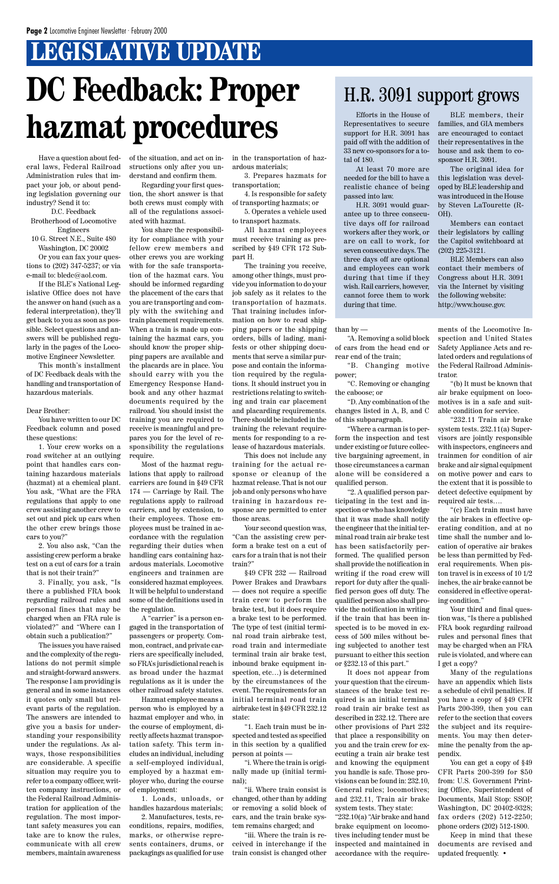# LEGISLATIVE UPDATE

# DC Feedback: Proper hazmat procedures

Have a question about federal laws, Federal Railroad Administration rules that impact your job, or about pending legislation governing our industry? Send it to:

D.C. Feedback
Brotherhood of Locomotive Engineers
10 G. Street N.E., Suite 480
Washington, DC 20002

Or you can fax your questions to (202) 347-5237; or via e-mail to: bledc@aol.com.

If the BLE's National Legislative Office does not have the answer on hand (such as a federal interpretation), they'll get back to you as soon as possible. Select questions and answers will be published regularly in the pages of the Locomotive Engineer Newsletter.

This month's installment of DC Feedback deals with the handling and transportation of hazardous materials.

Dear Brother:

You have written to our DC Feedback column and posed these questions:

1. Your crew works on a road switcher at an outlying point that handles cars containing hazardous materials (hazmat) at a chemical plant. You ask, "What are the FRA regulations that apply to one crew assisting another crew to set out and pick up cars when the other crew brings those cars to you?"

2. You also ask, "Can the assisting crew perform a brake test on a cut of cars for a train that is not their train?"

3. Finally, you ask, "Is there a published FRA book regarding railroad rules and personal fines that may be charged when an FRA rule is violated?" and "Where can I obtain such a publication?"

The issues you have raised and the complexity of the regulations do not permit simple and straight-forward answers. The response I am providing is general and in some instances it quotes only small but relevant parts of the regulation. The answers are intended to give you a basis for understanding your responsibility under the regulations. As always, those responsibilities are considerable. A specific situation may require you to refer to a company officer, written company instructions, or the Federal Railroad Administration for application of the regulation. The most important safety measures you can take are to know the rules, communicate with all crew members, maintain awareness of the situation, and act on instructions only after you understand and confirm them.

Regarding your first question, the short answer is that both crews must comply with all of the regulations associated with hazmat.

You share the responsibility for compliance with your fellow crew members and other crews you are working with for the safe transportation of the hazmat cars. You should be informed regarding the placement of the cars that you are transporting and comply with the switching and train placement requirements. When a train is made up containing the hazmat cars, you should know the proper shipping papers are available and the placards are in place. You should carry with you the Emergency Response Handbook and any other hazmat documents required by the railroad. You should insist the training you are required to receive is meaningful and prepares you for the level of responsibility the regulations require.

Most of the hazmat regulations that apply to railroad carriers are found in §49 CFR 174 — Carriage by Rail. The regulations apply to railroad carriers, and by extension, to their employees. Those employees must be trained in accordance with the regulation regarding their duties when handling cars containing hazardous materials. Locomotive engineers and trainmen are considered hazmat employees. It will be helpful to understand some of the definitions used in the regulation.

A "carrier" is a person engaged in the transportation of passengers or property. Common, contract, and private carriers are specifically included, so FRA's jurisdictional reach is as broad under the hazmat regulations as it is under the other railroad safety statutes.

Hazmat employee means a person who is employed by a hazmat employer and who, in the course of employment, directly affects hazmat transportation safety. This term includes an individual, including a self-employed individual, employed by a hazmat employer who, during the course of employment:

1. Loads, unloads, or handles hazardous materials;

2. Manufactures, tests, reconditions, repairs, modifies, marks, or otherwise represents containers, drums, or packagings as qualified for use in the transportation of hazardous materials;

3. Prepares hazmats for transportation;

4. Is responsible for safety of transporting hazmats; or

5. Operates a vehicle used to transport hazmats.

All hazmat employees must receive training as prescribed by §49 CFR 172 Subpart H.

The training you receive, among other things, must provide you information to do your job safely as it relates to the transportation of hazmats. That training includes information on how to read shipping papers or the shipping orders, bills of lading, manifests or other shipping documents that serve a similar purpose and contain the information required by the regulations. It should instruct you in restrictions relating to switching and train car placement and placarding requirements. There should be included in the training the relevant requirements for responding to a release of hazardous materials.

This does not include any training for the actual response or cleanup of the hazmat release. That is not our job and only persons who have training in hazardous response are permitted to enter those areas.

Your second question was, "Can the assisting crew perform a brake test on a cut of cars for a train that is not their train?"

§49 CFR 232 — Railroad Power Brakes and Drawbars — does not require a specific train crew to perform the brake test, but it does require a brake test to be performed. The type of test (initial terminal road train airbrake test, road train and intermediate terminal train air brake test, inbound brake equipment inspection, etc…) is determined by the circumstances of the event. The requirements for an initial terminal road train airbrake test in §49 CFR 232.12 state:

"1. Each train must be inspected and tested as specified in this section by a qualified person at points —

"i. Where the train is originally made up (initial terminal);

"ii. Where train consist is changed, other than by adding or removing a solid block of cars, and the train brake system remains charged; and

"iii. Where the train is received in interchange if the train consist is changed other than by —

"A. Removing a solid block of cars from the head end or rear end of the train;

"B. Changing motive power;

"C. Removing or changing the caboose; or

"D. Any combination of the changes listed in A, B, and C of this subparagraph.

"Where a carman is to perform the inspection and test under existing or future collective bargaining agreement, in those circumstances a carman alone will be considered a qualified person.

"2. A qualified person participating in the test and inspection or who has knowledge that it was made shall notify the engineer that the initial terminal road train air brake test has been satisfactorily performed. The qualified person shall provide the notification in writing if the road crew will report for duty after the qualified person goes off duty. The qualified person also shall provide the notification in writing if the train that has been inspected is to be moved in excess of 500 miles without being subjected to another test pursuant to either this section or §232.13 of this part."

It does not appear from your question that the circumstances of the brake test required is an initial terminal road train air brake test as described in 232.12. There are other provisions of Part 232 that place a responsibility on you and the train crew for executing a train air brake test and knowing the equipment you handle is safe. Those provisions can be found in: 232.10, General rules; locomotives; and 232.11, Train air brake system tests. They state:

"232.10(a) "Air brake and hand brake equipment on locomotives including tender must be inspected and maintained in accordance with the requirements of the Locomotive Inspection and United States Safety Appliance Acts and related orders and regulations of the Federal Railroad Administrator.

"(b) It must be known that air brake equipment on locomotives is in a safe and suitable condition for service.

"232.11 Train air brake system tests. 232.11(a) Supervisors are jointly responsible with inspectors, engineers and trainmen for condition of air brake and air signal equipment on motive power and cars to the extent that it is possible to detect defective equipment by required air tests….

"(c) Each train must have the air brakes in effective operating condition, and at no time shall the number and location of operative air brakes be less than permitted by Federal requirements. When piston travel is in excess of 10 1/2 inches, the air brake cannot be considered in effective operating condition."

Your third and final question was, "Is there a published FRA book regarding railroad rules and personal fines that may be charged when an FRA rule is violated, and where can I get a copy?

Many of the regulations have an appendix which lists a schedule of civil penalties. If you have a copy of §49 CFR Parts 200-399, then you can refer to the section that covers the subject and its requirements. You may then determine the penalty from the appendix.

You can get a copy of §49 CFR Parts 200-399 for $50 from: U.S. Government Printing Office, Superintendent of Documents, Mail Stop: SSOP, Washington, DC 20402-9328; fax orders (202) 512-2250; phone orders (202) 512-1800.

Keep in mind that these documents are revised and updated frequently. •

## H.R. 3091 support grows

Efforts in the House of Representatives to secure support for H.R. 3091 has paid off with the addition of 33 new co-sponsors for a total of 180.

At least 70 more are needed for the bill to have a realistic chance of being passed into law.

H.R. 3091 would guarantee up to three consecutive days off for railroad workers after they work, or are on call to work, for seven consecutive days. The three days off are optional and employees can work during that time if they wish. Rail carriers, however, cannot force them to work during that time.

BLE members, their families, and GIA members are encouraged to contact their representatives in the house and ask them to co-sponsor H.R. 3091.

The original idea for this legislation was developed by BLE leadership and was introduced in the House by Steven LaTourette (R-OH).

Members can contact their legislators by calling the Capitol switchboard at (202) 225-3121.

BLE Members can also contact their members of Congress about H.R. 3091 via the Internet by visiting the following website: http://www.house.gov.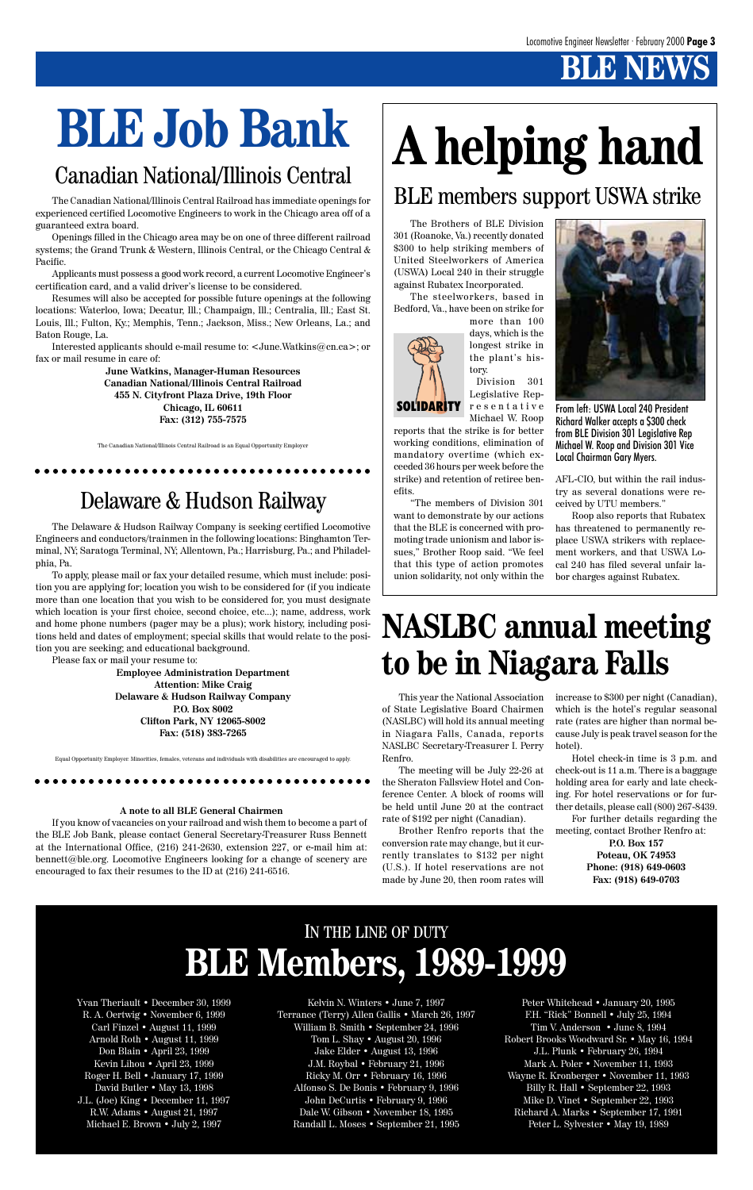# BLE NEWS

# BLE Job Bank

## Canadian National/Illinois Central

The Canadian National/Illinois Central Railroad has immediate openings for experienced certified Locomotive Engineers to work in the Chicago area off of a guaranteed extra board.

Openings filled in the Chicago area may be on one of three different railroad systems; the Grand Trunk & Western, Illinois Central, or the Chicago Central & Pacific.

Applicants must possess a good work record, a current Locomotive Engineer's certification card, and a valid driver's license to be considered.

Resumes will also be accepted for possible future openings at the following locations: Waterloo, Iowa; Decatur, Ill.; Champaign, Ill.; Centralia, Ill.; East St. Louis, Ill.; Fulton, Ky.; Memphis, Tenn.; Jackson, Miss.; New Orleans, La.; and Baton Rouge, La.

Interested applicants should e-mail resume to: <June.Watkins@cn.ca>; or fax or mail resume in care of:

**June Watkins, Manager-Human Resources**
**Canadian National/Illinois Central Railroad**
**455 N. Cityfront Plaza Drive, 19th Floor**
**Chicago, IL 60611**
**Fax: (312) 755-7575**

The Canadian National/Illinois Central Railroad is an Equal Opportunity Employer

## Delaware & Hudson Railway

The Delaware & Hudson Railway Company is seeking certified Locomotive Engineers and conductors/trainmen in the following locations: Binghamton Terminal, NY; Saratoga Terminal, NY; Allentown, Pa.; Harrisburg, Pa.; and Philadelphia, Pa.

To apply, please mail or fax your detailed resume, which must include: position you are applying for; location you wish to be considered for (if you indicate more than one location that you wish to be considered for, you must designate which location is your first choice, second choice, etc...); name, address, work and home phone numbers (pager may be a plus); work history, including positions held and dates of employment; special skills that would relate to the position you are seeking; and educational background.

Please fax or mail your resume to:

**Employee Administration Department**
**Attention: Mike Craig**
**Delaware & Hudson Railway Company**
**P.O. Box 8002**
**Clifton Park, NY 12065-8002**
**Fax: (518) 383-7265**

Equal Opportunity Employer. Minorities, females, veterans and individuals with disabilities are encouraged to apply.

**A note to all BLE General Chairmen**

If you know of vacancies on your railroad and wish them to become a part of the BLE Job Bank, please contact General Secretary-Treasurer Russ Bennett at the International Office, (216) 241-2630, extension 227, or e-mail him at: bennett@ble.org. Locomotive Engineers looking for a change of scenery are encouraged to fax their resumes to the ID at (216) 241-6516.

# A helping hand

## BLE members support USWA strike

The Brothers of BLE Division 301 (Roanoke, Va.) recently donated $300 to help striking members of United Steelworkers of America (USWA) Local 240 in their struggle against Rubatex Incorporated.

The steelworkers, based in Bedford, Va., have been on strike for more than 100 days, which is the longest strike in the plant's history.

Division 301 Legislative Representative Michael W. Roop reports that the strike is for better working conditions, elimination of mandatory overtime (which exceeded 36 hours per week before the strike) and retention of retiree benefits.

"The members of Division 301 want to demonstrate by our actions that the BLE is concerned with promoting trade unionism and labor issues," Brother Roop said. "We feel that this type of action promotes union solidarity, not only within the AFL-CIO, but within the rail industry as several donations were received by UTU members."

Roop also reports that Rubatex has threatened to permanently replace USWA strikers with replacement workers, and that USWA Local 240 has filed several unfair labor charges against Rubatex.

From left: USWA Local 240 President Richard Walker accepts a $300 check from BLE Division 301 Legislative Rep Michael W. Roop and Division 301 Vice Local Chairman Gary Myers.

# NASLBC annual meeting to be in Niagara Falls

This year the National Association of State Legislative Board Chairmen (NASLBC) will hold its annual meeting in Niagara Falls, Canada, reports NASLBC Secretary-Treasurer I. Perry Renfro.

The meeting will be July 22-26 at the Sheraton Fallsview Hotel and Conference Center. A block of rooms will be held until June 20 at the contract rate of $192 per night (Canadian).

Brother Renfro reports that the conversion rate may change, but it currently translates to $132 per night (U.S.). If hotel reservations are not made by June 20, then room rates will increase to $300 per night (Canadian), which is the hotel's regular seasonal rate (rates are higher than normal because July is peak travel season for the hotel).

Hotel check-in time is 3 p.m. and check-out is 11 a.m. There is a baggage holding area for early and late checking. For hotel reservations or for further details, please call (800) 267-8439.

For further details regarding the meeting, contact Brother Renfro at:

**P.O. Box 157**
**Poteau, OK 74953**
**Phone: (918) 649-0603**
**Fax: (918) 649-0703**

## IN THE LINE OF DUTY
# BLE Members, 1989-1999

Yvan Theriault • December 30, 1999
R. A. Oertwig • November 6, 1999
Carl Finzel • August 11, 1999
Arnold Roth • August 11, 1999
Don Blain • April 23, 1999
Kevin Lihou • April 23, 1999
Roger H. Bell • January 17, 1999
David Butler • May 13, 1998
J.L. (Joe) King • December 11, 1997
R.W. Adams • August 21, 1997
Michael E. Brown • July 2, 1997
Kelvin N. Winters • June 7, 1997
Terrance (Terry) Allen Gallis • March 26, 1997
William B. Smith • September 24, 1996
Tom L. Shay • August 20, 1996
Jake Elder • August 13, 1996
J.M. Roybal • February 21, 1996
Ricky M. Orr • February 16, 1996
Alfonso S. De Bonis • February 9, 1996
John DeCurtis • February 9, 1996
Dale W. Gibson • November 18, 1995
Randall L. Moses • September 21, 1995
Peter Whitehead • January 20, 1995
F.H. "Rick" Bonnell • July 25, 1994
Tim V. Anderson • June 8, 1994
Robert Brooks Woodward Sr. • May 16, 1994
J.L. Plunk • February 26, 1994
Mark A. Poler • November 11, 1993
Wayne R. Kronberger • November 11, 1993
Billy R. Hall • September 22, 1993
Mike D. Vinet • September 22, 1993
Richard A. Marks • September 17, 1991
Peter L. Sylvester • May 19, 1989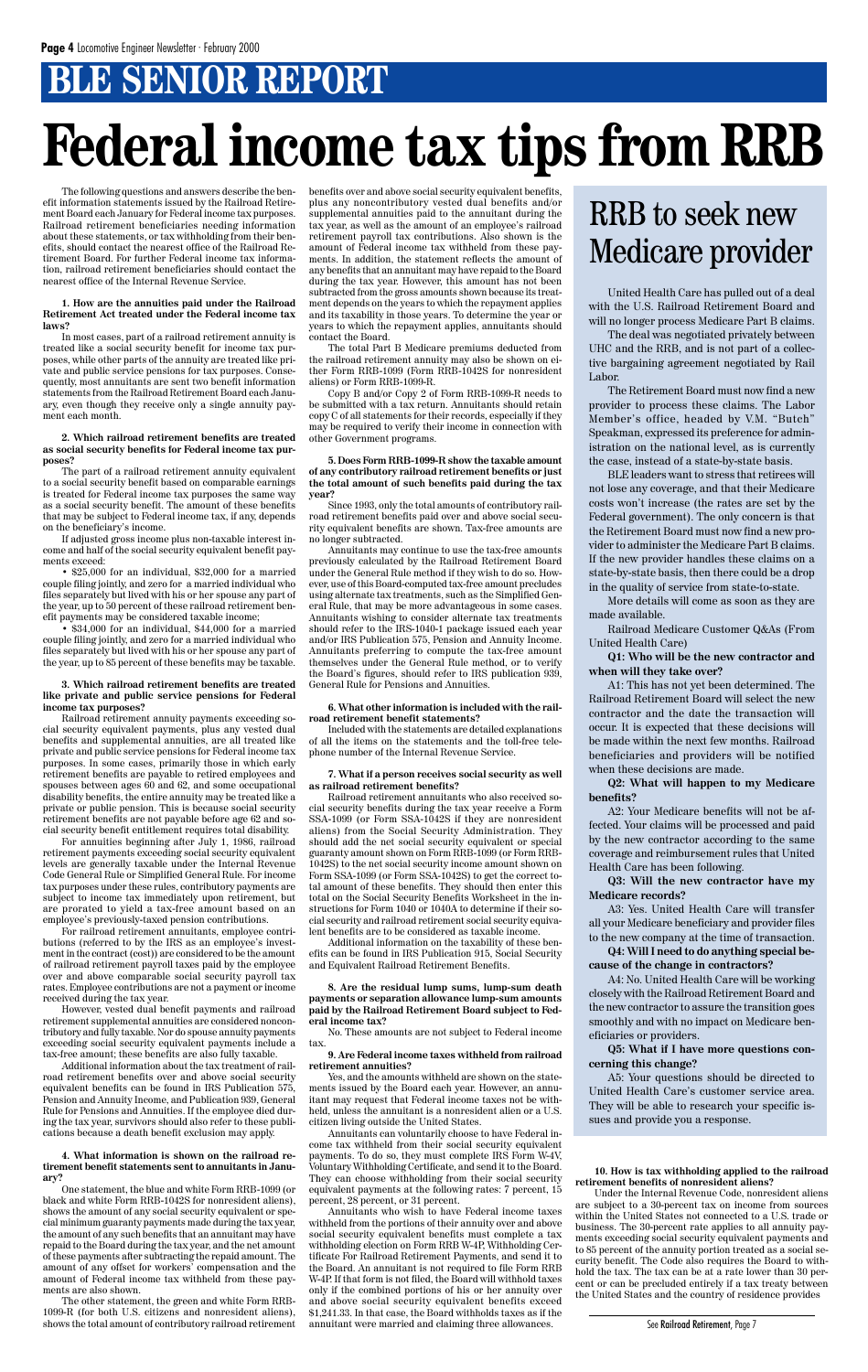# BLE SENIOR REPORT

# Federal income tax tips from RRB

The following questions and answers describe the benefit information statements issued by the Railroad Retirement Board each January for Federal income tax purposes. Railroad retirement beneficiaries needing information about these statements, or tax withholding from their benefits, should contact the nearest office of the Railroad Retirement Board. For further Federal income tax information, railroad retirement beneficiaries should contact the nearest office of the Internal Revenue Service.

**1. How are the annuities paid under the Railroad Retirement Act treated under the Federal income tax laws?**

In most cases, part of a railroad retirement annuity is treated like a social security benefit for income tax purposes, while other parts of the annuity are treated like private and public service pensions for tax purposes. Consequently, most annuitants are sent two benefit information statements from the Railroad Retirement Board each January, even though they receive only a single annuity payment each month.

**2. Which railroad retirement benefits are treated as social security benefits for Federal income tax purposes?**

The part of a railroad retirement annuity equivalent to a social security benefit based on comparable earnings is treated for Federal income tax purposes the same way as a social security benefit. The amount of these benefits that may be subject to Federal income tax, if any, depends on the beneficiary's income.

If adjusted gross income plus non-taxable interest income and half of the social security equivalent benefit payments exceed:

• $25,000 for an individual, $32,000 for a married couple filing jointly, and zero for a married individual who files separately but lived with his or her spouse any part of the year, up to 50 percent of these railroad retirement benefit payments may be considered taxable income;

• $34,000 for an individual, $44,000 for a married couple filing jointly, and zero for a married individual who files separately but lived with his or her spouse any part of the year, up to 85 percent of these benefits may be taxable.

**3. Which railroad retirement benefits are treated like private and public service pensions for Federal income tax purposes?**

Railroad retirement annuity payments exceeding social security equivalent payments, plus any vested dual benefits and supplemental annuities, are all treated like private and public service pensions for Federal income tax purposes. In some cases, primarily those in which early retirement benefits are payable to retired employees and spouses between ages 60 and 62, and some occupational disability benefits, the entire annuity may be treated like a private or public pension. This is because social security retirement benefits are not payable before age 62 and social security benefit entitlement requires total disability.

For annuities beginning after July 1, 1986, railroad retirement payments exceeding social security equivalent levels are generally taxable under the Internal Revenue Code General Rule or Simplified General Rule. For income tax purposes under these rules, contributory payments are subject to income tax immediately upon retirement, but are prorated to yield a tax-free amount based on an employee's previously-taxed pension contributions.

For railroad retirement annuitants, employee contributions (referred to by the IRS as an employee's investment in the contract (cost)) are considered to be the amount of railroad retirement payroll taxes paid by the employee over and above comparable social security payroll tax rates. Employee contributions are not a payment or income received during the tax year.

However, vested dual benefit payments and railroad retirement supplemental annuities are considered noncontributory and fully taxable. Nor do spouse annuity payments exceeding social security equivalent payments include a tax-free amount; these benefits are also fully taxable.

Additional information about the tax treatment of railroad retirement benefits over and above social security equivalent benefits can be found in IRS Publication 575, Pension and Annuity Income, and Publication 939, General Rule for Pensions and Annuities. If the employee died during the tax year, survivors should also refer to these publications because a death benefit exclusion may apply.

**4. What information is shown on the railroad retirement benefit statements sent to annuitants in January?**

One statement, the blue and white Form RRB-1099 (or black and white Form RRB-1042S for nonresident aliens), shows the amount of any social security equivalent or special minimum guaranty payments made during the tax year, the amount of any such benefits that an annuitant may have repaid to the Board during the tax year, and the net amount of these payments after subtracting the repaid amount. The amount of any offset for workers' compensation and the amount of Federal income tax withheld from these payments are also shown.

The other statement, the green and white Form RRB-1099-R (for both U.S. citizens and nonresident aliens), shows the total amount of contributory railroad retirement benefits over and above social security equivalent benefits, plus any noncontributory vested dual benefits and/or supplemental annuities paid to the annuitant during the tax year, as well as the amount of an employee's railroad retirement payroll tax contributions. Also shown is the amount of Federal income tax withheld from these payments. In addition, the statement reflects the amount of any benefits that an annuitant may have repaid to the Board during the tax year. However, this amount has not been subtracted from the gross amounts shown because its treatment depends on the years to which the repayment applies and its taxability in those years. To determine the year or years to which the repayment applies, annuitants should contact the Board.

The total Part B Medicare premiums deducted from the railroad retirement annuity may also be shown on either Form RRB-1099 (Form RRB-1042S for nonresident aliens) or Form RRB-1099-R.

Copy B and/or Copy 2 of Form RRB-1099-R needs to be submitted with a tax return. Annuitants should retain copy C of all statements for their records, especially if they may be required to verify their income in connection with other Government programs.

**5. Does Form RRB-1099-R show the taxable amount of any contributory railroad retirement benefits or just the total amount of such benefits paid during the tax year?**

Since 1993, only the total amounts of contributory railroad retirement benefits paid over and above social security equivalent benefits are shown. Tax-free amounts are no longer subtracted.

Annuitants may continue to use the tax-free amounts previously calculated by the Railroad Retirement Board under the General Rule method if they wish to do so. However, use of this Board-computed tax-free amount precludes using alternate tax treatments, such as the Simplified General Rule, that may be more advantageous in some cases. Annuitants wishing to consider alternate tax treatments should refer to the IRS-1040-1 package issued each year and/or IRS Publication 575, Pension and Annuity Income. Annuitants preferring to compute the tax-free amount themselves under the General Rule method, or to verify the Board's figures, should refer to IRS publication 939, General Rule for Pensions and Annuities.

**6. What other information is included with the railroad retirement benefit statements?**

Included with the statements are detailed explanations of all the items on the statements and the toll-free telephone number of the Internal Revenue Service.

**7. What if a person receives social security as well as railroad retirement benefits?**

Railroad retirement annuitants who also received social security benefits during the tax year receive a Form SSA-1099 (or Form SSA-1042S if they are nonresident aliens) from the Social Security Administration. They should add the net social security equivalent or special guaranty amount shown on Form RRB-1099 (or Form RRB-1042S) to the net social security income amount shown on Form SSA-1099 (or Form SSA-1042S) to get the correct total amount of these benefits. They should then enter this total on the Social Security Benefits Worksheet in the instructions for Form 1040 or 1040A to determine if their social security and railroad retirement social security equivalent benefits are to be considered as taxable income.

Additional information on the taxability of these benefits can be found in IRS Publication 915, Social Security and Equivalent Railroad Retirement Benefits.

**8. Are the residual lump sums, lump-sum death payments or separation allowance lump-sum amounts paid by the Railroad Retirement Board subject to Federal income tax?**

No. These amounts are not subject to Federal income tax.

**9. Are Federal income taxes withheld from railroad retirement annuities?**

Yes, and the amounts withheld are shown on the statements issued by the Board each year. However, an annuitant may request that Federal income taxes not be withheld, unless the annuitant is a nonresident alien or a U.S. citizen living outside the United States.

Annuitants can voluntarily choose to have Federal income tax withheld from their social security equivalent payments. To do so, they must complete IRS Form W-4V, Voluntary Withholding Certificate, and send it to the Board. They can choose withholding from their social security equivalent payments at the following rates: 7 percent, 15 percent, 28 percent, or 31 percent.

Annuitants who wish to have Federal income taxes withheld from the portions of their annuity over and above social security equivalent benefits must complete a tax withholding election on Form RRB W-4P, Withholding Certificate For Railroad Retirement Payments, and send it to the Board. An annuitant is not required to file Form RRB W-4P. If that form is not filed, the Board will withhold taxes only if the combined portions of his or her annuity over and above social security equivalent benefits exceed $1,241.33. In that case, the Board withholds taxes as if the annuitant were married and claiming three allowances.

**10. How is tax withholding applied to the railroad retirement benefits of nonresident aliens?**

Under the Internal Revenue Code, nonresident aliens are subject to a 30-percent tax on income from sources within the United States not connected to a U.S. trade or business. The 30-percent rate applies to all annuity payments exceeding social security equivalent payments and to 85 percent of the annuity portion treated as a social security benefit. The Code also requires the Board to withhold the tax. The tax can be at a rate lower than 30 percent or can be precluded entirely if a tax treaty between the United States and the country of residence provides

See Railroad Retirement, Page 7

---

## RRB to seek new Medicare provider

United Health Care has pulled out of a deal with the U.S. Railroad Retirement Board and will no longer process Medicare Part B claims.

The deal was negotiated privately between UHC and the RRB, and is not part of a collective bargaining agreement negotiated by Rail Labor.

The Retirement Board must now find a new provider to process these claims. The Labor Member's office, headed by V.M. "Butch" Speakman, expressed its preference for administration on the national level, as is currently the case, instead of a state-by-state basis.

BLE leaders want to stress that retirees will not lose any coverage, and that their Medicare costs won't increase (the rates are set by the Federal government). The only concern is that the Retirement Board must now find a new provider to administer the Medicare Part B claims. If the new provider handles these claims on a state-by-state basis, then there could be a drop in the quality of service from state-to-state.

More details will come as soon as they are made available.

Railroad Medicare Customer Q&As (From United Health Care)

**Q1: Who will be the new contractor and when will they take over?**

A1: This has not yet been determined. The Railroad Retirement Board will select the new contractor and the date the transaction will occur. It is expected that these decisions will be made within the next few months. Railroad beneficiaries and providers will be notified when these decisions are made.

**Q2: What will happen to my Medicare benefits?**

A2: Your Medicare benefits will not be affected. Your claims will be processed and paid by the new contractor according to the same coverage and reimbursement rules that United Health Care has been following.

**Q3: Will the new contractor have my Medicare records?**

A3: Yes. United Health Care will transfer all your Medicare beneficiary and provider files to the new company at the time of transaction.

**Q4: Will I need to do anything special because of the change in contractors?**

A4: No. United Health Care will be working closely with the Railroad Retirement Board and the new contractor to assure the transition goes smoothly and with no impact on Medicare beneficiaries or providers.

**Q5: What if I have more questions concerning this change?**

A5: Your questions should be directed to United Health Care's customer service area. They will be able to research your specific issues and provide you a response.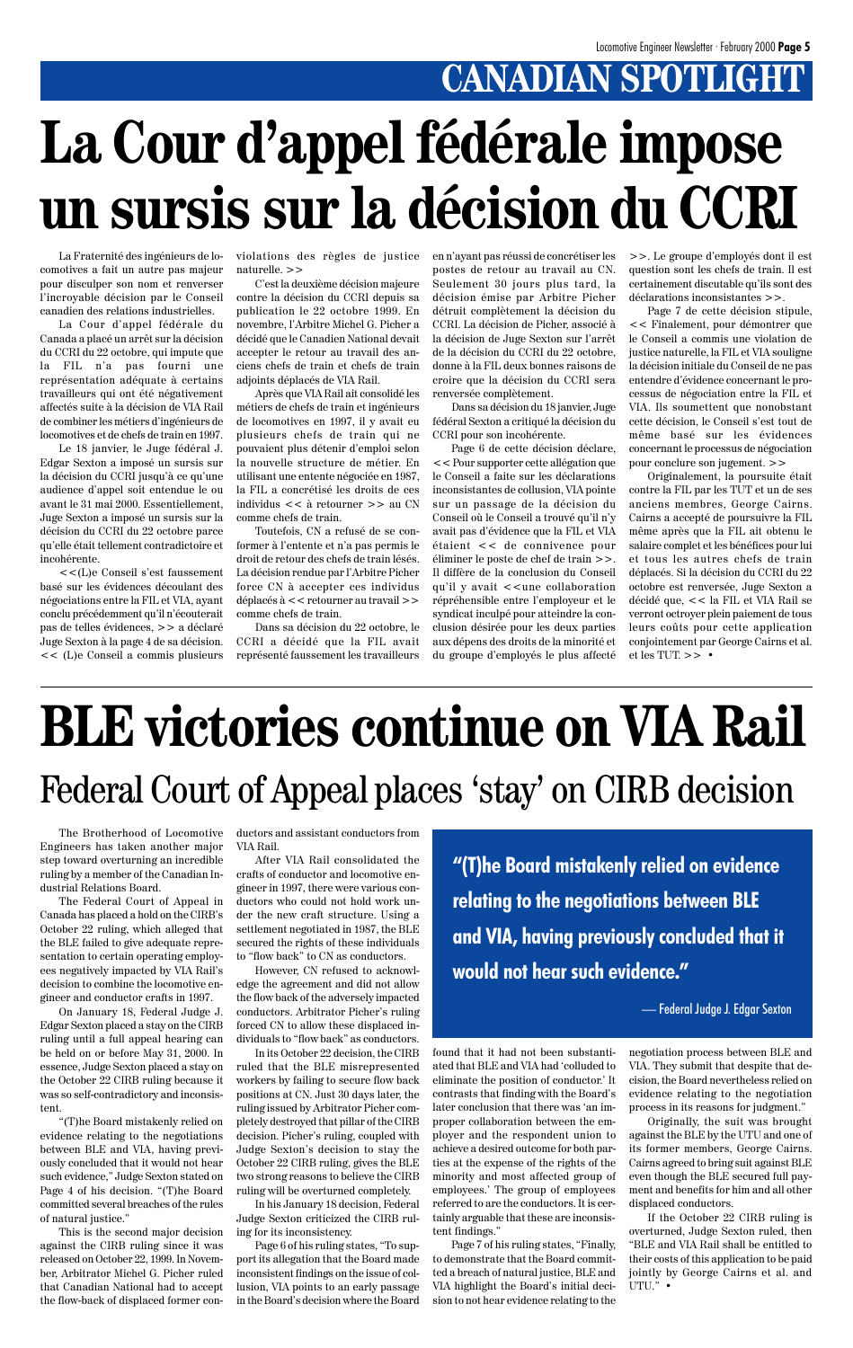# CANADIAN SPOTLIGHT

# La Cour d'appel fédérale impose un sursis sur la décision du CCRI

La Fraternité des ingénieurs de locomotives a fait un autre pas majeur pour disculper son nom et renverser l'incroyable décision par le Conseil canadien des relations industrielles.

La Cour d'appel fédérale du Canada a placé un arrêt sur la décision du CCRI du 22 octobre, qui impute que la FIL n'a pas fourni une représentation adéquate à certains travailleurs qui ont été négativement affectés suite à la décision de VIA Rail de combiner les métiers d'ingénieurs de locomotives et de chefs de train en 1997.

Le 18 janvier, le Juge fédéral J. Edgar Sexton a imposé un sursis sur la décision du CCRI jusqu'à ce qu'une audience d'appel soit entendue le ou avant le 31 mai 2000. Essentiellement, Juge Sexton a imposé un sursis sur la décision du CCRI du 22 octobre parce qu'elle était tellement contradictoire et incohérente.

<<(L)e Conseil s'est faussement basé sur les évidences découlant des négociations entre la FIL et VIA, ayant conclu précédemment qu'il n'écouterait pas de telles évidences, >> a déclaré Juge Sexton à la page 4 de sa décision. << (L)e Conseil a commis plusieurs violations des règles de justice naturelle. >>

C'est la deuxième décision majeure contre la décision du CCRI depuis sa publication le 22 octobre 1999. En novembre, l'Arbitre Michel G. Picher a décidé que le Canadien National devait accepter le retour au travail des anciens chefs de train et chefs de train adjoints déplacés de VIA Rail.

Après que VIA Rail ait consolidé les métiers de chefs de train et ingénieurs de locomotives en 1997, il y avait eu plusieurs chefs de train qui ne pouvaient plus détenir d'emploi selon la nouvelle structure de métier. En utilisant une entente négociée en 1987, la FIL a concrétisé les droits de ces individus << à retourner >> au CN comme chefs de train.

Toutefois, CN a refusé de se conformer à l'entente et n'a pas permis le droit de retour des chefs de train lésés. La décision rendue par l'Arbitre Picher force CN à accepter ces individus déplacés à << retourner au travail >> comme chefs de train.

Dans sa décision du 22 octobre, le CCRI a décidé que la FIL avait représenté faussement les travailleurs en n'ayant pas réussi de concrétiser les postes de retour au travail au CN. Seulement 30 jours plus tard, la décision émise par Arbitre Picher détruit complètement la décision du CCRI. La décision de Picher, associé à la décision de Juge Sexton sur l'arrêt de la décision du CCRI du 22 octobre, donne à la FIL deux bonnes raisons de croire que la décision du CCRI sera renversée complètement.

Dans sa décision du 18 janvier, Juge fédéral Sexton a critiqué la décision du CCRI pour son incohérente.

Page 6 de cette décision déclare, << Pour supporter cette allégation que le Conseil a faite sur les déclarations inconsistantes de collusion, VIA pointe sur un passage de la décision du Conseil où le Conseil a trouvé qu'il n'y avait pas d'évidence que la FIL et VIA étaient << de connivence pour éliminer le poste de chef de train >>. Il diffère de la conclusion du Conseil qu'il y avait << une collaboration répréhensible entre l'employeur et le syndicat inculpé pour atteindre la conclusion désirée pour les deux parties aux dépens des droits de la minorité et du groupe d'employés le plus affecté >>. Le groupe d'employés dont il est question sont les chefs de train. Il est certainement discutable qu'ils sont des déclarations inconsistantes >>.

Page 7 de cette décision stipule, << Finalement, pour démontrer que le Conseil a commis une violation de justice naturelle, la FIL et VIA souligne la décision initiale du Conseil de ne pas entendre d'évidence concernant le processus de négociation entre la FIL et VIA. Ils soumettent que nonobstant cette décision, le Conseil s'est tout de même basé sur les évidences concernant le processus de négociation pour conclure son jugement. >>

Originalement, la poursuite était contre la FIL par les TUT et un de ses anciens membres, George Cairns. Cairns a accepté de poursuivre la FIL même après que la FIL ait obtenu le salaire complet et les bénéfices pour lui et tous les autres chefs de train déplacés. Si la décision du CCRI du 22 octobre est renversée, Juge Sexton a décidé que, << la FIL et VIA Rail se verront octroyer plein paiement de tous leurs coûts pour cette application conjointement par George Cairns et al. et les TUT. >> •

# BLE victories continue on VIA Rail

## Federal Court of Appeal places 'stay' on CIRB decision

The Brotherhood of Locomotive Engineers has taken another major step toward overturning an incredible ruling by a member of the Canadian Industrial Relations Board.

The Federal Court of Appeal in Canada has placed a hold on the CIRB's October 22 ruling, which alleged that the BLE failed to give adequate representation to certain operating employees negatively impacted by VIA Rail's decision to combine the locomotive engineer and conductor crafts in 1997.

On January 18, Federal Judge J. Edgar Sexton placed a stay on the CIRB ruling until a full appeal hearing can be held on or before May 31, 2000. In essence, Judge Sexton placed a stay on the October 22 CIRB ruling because it was so self-contradictory and inconsistent.

"(T)he Board mistakenly relied on evidence relating to the negotiations between BLE and VIA, having previously concluded that it would not hear such evidence," Judge Sexton stated on Page 4 of his decision. "(T)he Board committed several breaches of the rules of natural justice."

This is the second major decision against the CIRB ruling since it was released on October 22, 1999. In November, Arbitrator Michel G. Picher ruled that Canadian National had to accept the flow-back of displaced former conductors and assistant conductors from VIA Rail.

After VIA Rail consolidated the crafts of conductor and locomotive engineer in 1997, there were various conductors who could not hold work under the new craft structure. Using a settlement negotiated in 1987, the BLE secured the rights of these individuals to "flow back" to CN as conductors.

However, CN refused to acknowledge the agreement and did not allow the flow back of the adversely impacted conductors. Arbitrator Picher's ruling forced CN to allow these displaced individuals to "flow back" as conductors.

In its October 22 decision, the CIRB ruled that the BLE misrepresented workers by failing to secure flow back positions at CN. Just 30 days later, the ruling issued by Arbitrator Picher completely destroyed that pillar of the CIRB decision. Picher's ruling, coupled with Judge Sexton's decision to stay the October 22 CIRB ruling, gives the BLE two strong reasons to believe the CIRB ruling will be overturned completely.

In his January 18 decision, Federal Judge Sexton criticized the CIRB ruling for its inconsistency.

Page 6 of his ruling states, "To support its allegation that the Board made inconsistent findings on the issue of collusion, VIA points to an early passage in the Board's decision where the Board found that it had not been substantiated that BLE and VIA had 'colluded to eliminate the position of conductor.' It contrasts that finding with the Board's later conclusion that there was 'an improper collaboration between the employer and the respondent union to achieve a desired outcome for both parties at the expense of the rights of the minority and most affected group of employees.' The group of employees referred to are the conductors. It is certainly arguable that these are inconsistent findings."

> **"(T)he Board mistakenly relied on evidence relating to the negotiations between BLE and VIA, having previously concluded that it would not hear such evidence."**
>
> — Federal Judge J. Edgar Sexton

Page 7 of his ruling states, "Finally, to demonstrate that the Board committed a breach of natural justice, BLE and VIA highlight the Board's initial decision to not hear evidence relating to the negotiation process between BLE and VIA. They submit that despite that decision, the Board nevertheless relied on evidence relating to the negotiation process in its reasons for judgment."

Originally, the suit was brought against the BLE by the UTU and one of its former members, George Cairns. Cairns agreed to bring suit against BLE even though the BLE secured full payment and benefits for him and all other displaced conductors.

If the October 22 CIRB ruling is overturned, Judge Sexton ruled, then "BLE and VIA Rail shall be entitled to their costs of this application to be paid jointly by George Cairns et al. and UTU." •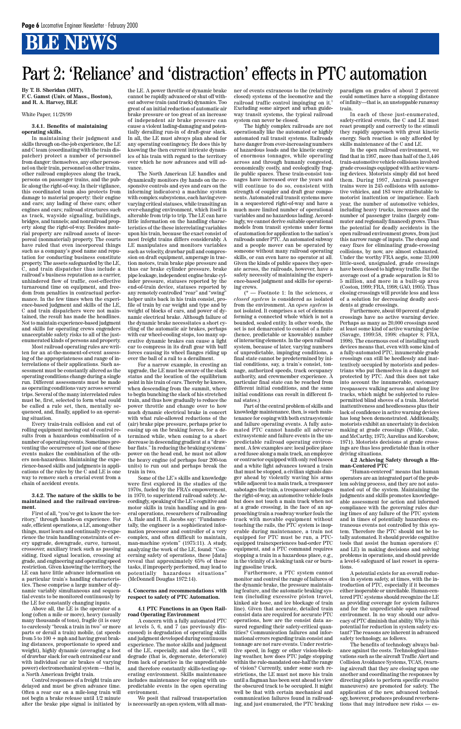# BLE NEWS

# Part 2: 'Reliance' and 'distraction' effects in PTC automation

**By T. B. Sheridan (MIT), F. C. Gamst (Univ. of Mass., Boston), and R. A. Harvey, BLE**

White Paper, 11/28/99

### 3.4.1. Benefits of maintaining operating skills.

In maintaining their judgment and skills through on-the-job experience, the LE and C team (coordinating with the train dispatcher) protect a number of personnel from danger: themselves, any other personnel on their train, personnel on other trains, other railroad employees along the track, persons on passenger trains, and the public along the right-of-way. In their vigilance, this coordinated team also protects from damage to material property: their engine and cars; any lading of these cars; other engines and cars; railroad structures such as track, wayside signaling, buildings, bridges, and tunnels; and nonrailroad property along the right-of-way. Besides material property are railroad assets of incorporeal (nonmaterial) property. The courts have ruled that even incorporeal things such as a company's good name and reputation for conducting business constitute property. The assets safeguarded by the LE, C, and train dispatcher thus include a railroad's business reputation as a carrier, unhindered flow of traffic, cost-effective turnaround time on equipment, and freedom from penalties in contractual performance. In the few times when the experience-based judgment and skills of the LE, C and train dispatchers were not maintained, the result has made the headlines. Not to maintain experience-based judgment and skills for operating crews engenders unacceptable safety risks to all of the just-enumerated kinds of persons and property.

Most railroad operating rules are written for an at-the-moment-of-event assessing of the appropriateness and range of interrelations of their applications. Such assessment must be constantly altered as the operating conditions change during a single run. Different assessments must be made as operating conditions vary across several trips. Several of the many interrelated rules must be, first, selected to form what could be called a rule set, then, mentally sequenced, and, finally, applied to an operating situation.

Every train-train collision and cut of rolling equipment moving out of control results from a hazardous combination of a number of operating events. Sometimes preventing the occurrence of just one of these events makes the combination of the others non-hazardous. Maintaining the experience-based skills and judgments in applications of the rules by the C and LE is one way to remove such a crucial event from a chain of accident events.

### 3.4.2. The nature of the skills to be maintained and the railroad environment.

First of all, "you've got to know the territory," through hands-on experience. For safe, efficient operations, a LE, among other things, must learn and continually re-experience the train handling constraints of every upgrade, downgrade, curve, turnout, crossover, auxiliary track such as passing siding, fixed signal location, crossing at grade, and engineering and operating speed restriction. Given knowing the territory, the LE can have little advance information on a particular train's handling characteristics. These comprise a large number of dynamic variably simultaneous and sequential events to be monitored continuously by the LE for constantly changing inputs.

Above all, the LE is the operator of a long (often a mile or more), heavy (usually many thousands of tons), fragile (it is easy to carelessly "break a train in two" or more parts or derail a train) mobile, (at speeds from 5 to 100 + mph and having great braking distances, proportionate to speed and weight), highly dynamic (averaging a foot of drawbar slack for each entrained car and with individual car air brakes of varying power) electromechanical system —that is, a North American freight train.

Control responses of a freight train are delayed and must be given advance time. Often a rear car on a mile-long train will not begin a brake release until 1/2 minute after the brake pipe signal is initiated by the LE. A power throttle or dynamic brake cannot be rapidly advanced or shut off without adverse train (and track) dynamics. Too great of an initial reduction of automatic air brake pressure or too great of an increase of independent air brake pressure can cause a violent lading-damaging and potentially derailing run-in of draft-gear slack. In all, the LE must always plan ahead for any operating contingency. He does this by knowing the then current intricate dynamics of his train with regard to the territory over which he now advances and will advance.

The North American LE handles and dynamically monitors (by hands on the responsive controls and eyes and ears on the informing indicators) a machine system with complex subsystems, each having ever-varying critical statuses, while transiting an ever-changing environment, which itself is alterable from trip to trip. The LE can have little information on the handling characteristics of the these interrelating variables upon his train, because the exact consist of most freight trains differs considerably. A LE manipulates and monitors variables such as velocity, drawbar pull and compression on draft equipment, amperage in traction motors, train brake pipe pressure and thus car brake cylinder pressure, brake pipe leakage, independent engine brake cylinder pressure, statuses reported by the end-of-train device, statuses reported by any remotely controlled "rear" and "swing" helper units back in his train consist, profile of train by car weight and type and by weight of blocks of cars, and power of dynamic electrical brake. Although failure of the dynamic brake necessitates a short cycling of the automatic air brakes, perhaps with car wheel-cooling stops, too many operative dynamic brakes can cause a light car to compress in its draft gear with buff forces causing its wheel flanges riding up over the ball of a rail to a derailment.

For a narrow example, in cresting an upgrade, the LE must be aware of the slack status and the location of the equilibrium point in his train of cars. Thereby he knows, when descending from the summit, where to begin bunching the slack of his stretched train, and thus how gradually to reduce the power throttle and change over to how much dynamic electrical brake in concert with what rule-allowed reductions of the (air) brake pipe pressure, perhaps prior to easing up on the braking forces, for a determined while, when coming to a short decrease in descending gradient at a "drawbar flats." In reducing the braking systems' power on the head end, he must not allow the heavy engine (of perhaps four 200-ton units) to run out and perhaps break the train in two.

Some of the LE's skills and knowledge were first explored in the studies of the 1970s, fueled by the FRA's empowerment, in 1970, to superintend railroad safety. Accordingly, speaking of the LE's cognitive and motor skills in train handling and in general operations, researchers of railroading A. Hale and H. H. Jacobs say: "Fundamentally, the engineer is a sophisticated information processor and controller of a very complex, and often difficult to maintain, man-machine system" (1975:11). A study, analyzing the work of the LE, found: "Concerning safety of operations, these [data] reveal that approximately 65% of these tasks, if improperly performed, may lead to potentially hazardous situations" (McDonnell Douglas 1972:14).

## 4. Concerns and recommendations with respect to safety of PTC Automation.

### 4.1 PTC Functions in an Open Railroad Operating Environment

A concern with a fully automated PTC at levels 5, 6, and 7 (as previously discussed) is degradation of operating skills and judgment developed during continuous experience. The motor skills and judgment of the LE, especially, and also the C, will degrade (that is, degenerate, deteriorate) from lack of practice in the unpredictable and therefore constantly skills-testing operating environment. Skills maintenance includes maintenance for coping with unpredictable events in the open operating environment.

We posit that railroad transportation is necessarily an open system, with all manner of events extraneous to the (relatively closed) systems of the locomotive and the railroad traffic control impinging on it.[1] Excluding some airport and urban guideway transit systems, the typical railroad system can never be closed.

The highly complex railroads are not operationally like the automated or highly automated rail transit systems. Railroads have danger from ever-increasing numbers of hazardous loads and the kinetic energy of enormous tonnages, while operating across and through humanly congested, economically costly, and ecologically fragile public spaces. These train-consist tonnages have increased over the years and will continue to do so, consistent with strength of coupler and draft gear components. Automated rail transit systems move in a sequestered right-of-way and have a much more limited number of operational variables and no hazardous lading. Accordingly, we cannot derive suitable operational models from transit systems under forms of automation for application to the nation's railroads under PTC. An automated subway and a people mover can be operated by someone without many railroad operating skills, or can even have no operator at all. Given the kinds of public spaces they operate across, the railroads, however, have a safety necessity of maintaining the experience-based judgment and skills for operating crews.

([1] — Footnote 1: In the sciences, *a closed system* is considered as isolated from the environment. An *open system* is not isolated. It comprises a set of elements forming a connected whole which is not a bounded, sealed entity. In other words, the set is not demarcated to consist of a finite (hence, predictable or knowable) number of interacting elements. In the open railroad system, because of later, varying numbers of unpredictable, impinging conditions, a final state cannot be predetermined by initial conditions, say, a train's consist, tonnage, authorized speeds, track occupancy authority, and crewmember experience. A particular final state can be reached from different initial conditions, and the same initial conditions can result in different final states.)

Part of the central problem of skills and knowledge maintenance, then, is such maintenance for coping with both extrasystemic and failure operating events. A fully automated PTC cannot handle all adverse extrasystemic and failure events in the unpredictable railroad operating environment. A few examples are: local police place a red fusee along a main track, an employee or contractor equipped with only red fusees and a white light advances toward a train that must be stopped, a civilian signals danger ahead by violently waving his arms while adjacent to a main track, a trespasser sabotages the train, a trespasser sabotages the right-of-way, an automotive vehicle fouls but does not touch a main track when not at a grade crossing, in the face of an approaching train a roadway worker fouls the track with movable equipment without touching the rails, the PTC system is inoperable during maintenance, a train not equipped for PTC must be run, a PTC-equipped trainexperiences bad-order PTC equipment, and a PTC command requires stopping a train in a hazardous place, e.g., in the vicinity of a leaking tank car or burning gasoline truck.

Furthermore, a PTC system cannot monitor and control the range of failures of the dynamic brake, the pressure maintaining feature, and the automatic braking system (including excessive piston travel, kinked air hose, and ice blockage of train line). Given that accurate, detailed train consist data are required for accurate PTC operations, how are the consist data assured regarding their safety-critical quantities? Communication failures and informational errors regarding train consist and tonnage are not rare events. Under restrictive speed, in foggy or other vision-blocking weather, how does PTC judge stopping within the rule-mandated one-half the range of vision? Currently, under some such restrictions, the LE must not move his train until a flagman has been sent ahead to view the obscured track to be occupied. It might well be that with certain mechanical and communication failures found in railroading, and just enumerated, the PTC braking paradigm on grades of about 2 percent could sometimes have a stopping distance of infinity—that is, an unstoppable runaway train.

In each of these just-enumerated, safety-critical events, the C and LE must react promptly and correctly to the stimuli they rapidly approach with great kinetic energy. Such reaction is only afforded by skills maintenance of the C and LE.

In the open railroad environment, we find that in 1997, more than half of the 3,446 train-automotive vehicle collisions involved grade crossings equipped with active warning devices. Motorists simply did not heed them. During 1997, Amtrak passenger trains were in 245 collisions with automotive vehicles, and 183 were attributable to motorist inattention or impatience. Each year, the number of automotive vehicles, including heavy trucks, increases and the number of passenger trains (largely commuter and regionally financed) grows. Thus the potential for deadly accidents in the open railroad environment grows, from just this narrow range of inputs. The cheap and easy fixes for eliminating grade-crossing collisions, by now, are almost exhausted. Under the worthy FRA aegis, some 33,000 little-used, unsignaled, grade crossings have been closed to highway traffic. But the average cost of a grade separation is $3 to 5 million, and more in a built-up area (Coston, 1999; FRA, 1998; GAO, 1995). Thus closing crossings will provide less and less of a solution for decreasing deadly accidents at grade crossings.

Furthermore, about 60 percent of grade crossings have no active warning device. Perhaps as many as 20,000 crossings need at least some kind of active warning devise (Savage, 1999:58, 1998: chapter 8; FRA, 1998). The enormous cost of installing such devices means that, even with some kind of a fully-automated PTC, innumerable grade crossings can still be heedlessly and inattentively occupied by motorists and pedestrians who put themselves in a danger not protected by PTC. And this does not take into account the innumerable, customary trespassers walking across and along live tracks, which might be subjected to rules-permitted blind shoves of a train. Motorist inattentiveness and heedlessness plus their lack of confidence in active warning devices has long been demonstrated. Additionally, motorists exhibit an uncertainty in decision making at grade crossings (Wilde, Cake, and McCarthy, 1975; Aurelius and Korobow, 1971). Motorists decisions at grade crossings are thus less predictable than in other driving situations.

### 4.2 Achieving Safety through a Human-Centered PTC

"Human-centered" means that human operators are an integrated part of the problem solving process, and they are not automated out of the system. Maintaining the judgments and skills promotes knowledgeable assessment for action and informed compliance with the governing rules during times of any failure of the PTC system and in times of potentially hazardous extraneous events not controlled by this system. Therefore the PTC should not be totally automated. It should provide cognitive tools that assist the human operators (C and LE) in making decisions and solving problems in operations, and should provide a level-6 safeguard of last resort in operations.

A potential exists for an overall reduction in system safety at, times, with the introduction of PTC, especially if it becomes either inoperable or unreliable. Human-centered PTC systems should recognize the LE as providing coverage for system failures and for the unpredictable open railroad environment. In no way should our advocacy of PTC diminish that ability. Why is this potential for reduction in system safety extant? The reasons are inherent in advanced safety technology, as follows.

The benefits of technology always balance against the costs. Technological innovations such as the aircraft Traffic Alert and Collision Avoidance Systems, TCAS, (warning aircraft that they are closing upon one another and coordinating the responses by directing pilots to perform specific evasive maneuvers) are promoted for safety. The application of the new, advanced technology, however, produces profound reverberations that may introduce new risks — es-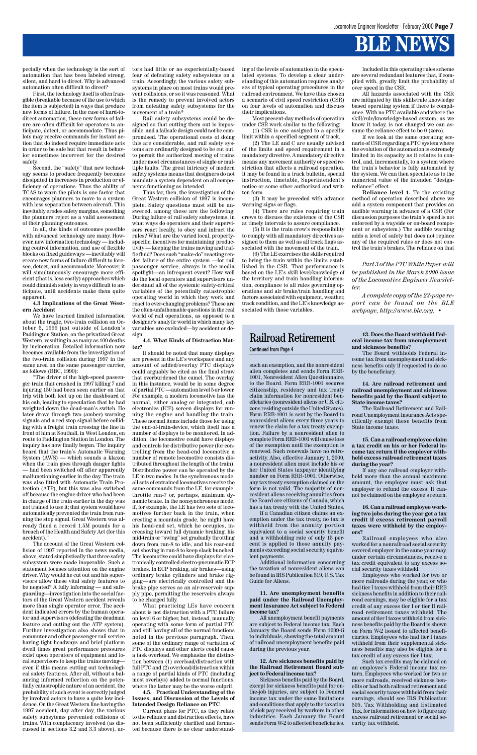pecially when the technology is the sort of automation that has been labeled strong, silent, and hard to direct. Why is advanced automation often difficult to direct?

First, the technology itself is often frangible (breakable because of the use to which the item is subjected) in ways that produce new forms of failure. In the case of hard-to-direct automation, these new forms of failure are often difficult for operators to anticipate, detect, or accommodate. Thus pilots may receive commands for instant action that do indeed require immediate acts in order to be safe but that result in behavior sometimes incorrect for the desired safety.

Second, the "safety" that new technology seems to produce frequently becomes dissipated in increases in production or efficiency of operations. Thus the ability of TCAS to warn the pilots is one factor that encourages planners to move to a system with less separation between aircraft. This inevitably erodes safety margins, something the planners reject as a valid assessment of their planning outcomes.

In all, the kinds of outcomes possible with advanced technology are many. However, new information technology — including control information, and use of flexible blocks on fixed guideways —inevitably will create new forms of failure difficult to foresee, detect, and accommodate. Moreover, it will simultaneously encourage more efficient (that is, less costly) approaches which could diminish safety in ways difficult to anticipate, until accidents make them quite apparent.

**4.3 Implications of the Great Western Accident**

We have learned limited information about the tragic, two-train collision on October 5, 1999 just outside of London's Paddington Station, on the privatized Great Western, resulting in as many as 100 deaths by incineration. Detailed information now becomes available from the investigation of the two-train collision during 1997 in the same area on the same passenger carrier, as follows (BBC, 1999):

"The driver of the high-speed passenger train that crashed in 1997 killing 7 and injuring 150 had been seen earlier on that trip with both feet up on the dashboard of his cab, leading to speculation that he had weighted down the dead-man's switch. He later drove through two (amber) warning signals and a red stop signal before colliding with a freight train crossing the line in front of him at Southall, in West London, en route to Paddington Station in London. The inquiry has now finally begun. The inquiry heard that the train's Automatic Warning System (AWS) — which sounds a klaxon when the train goes through danger lights — had been switched off after apparently malfunctioning earlier in the day. The train was also fitted with Automatic Train Protection (ATP), but this was also switched off because the engine driver who had been in charge of the train earlier in the day was not trained to use it; that system would have automatically prevented the train from running the stop signal. Great Western was already fined a record 1.5M pounds for a breach of the Health and Safety Act (for this accident)."

The account of the Great Western collision of 1997 reported in the news media, above, stated simplistically that three safety subsystem were made inoperable. Such a statement focuses attention on the engine driver. Why would he cut out and his supervisors allow these vital safety features to be negated? A fully informing — and safeguarding—investigation into the social factors of the Great Western accident reveals more than single operator error. The accident indicated errors by the human operator and supervisors (defeating the deadman feature and cutting out the ATP system). Further investigation also shows that in commuter and other passenger rail service having tight headways and brief platform dwell times great performance pressures exist upon operators of equipment and local supervisors to keep the trains moving— even if this means cutting out technological safety features. After all, without a balancing informed reflection on the potentially catastrophic nature of an accident, the probability of such event is correctly judged by involved actors to have a quite low incidence. On the Great Western line having the 1997 accident, day after day, the various safety subsytems prevented collisions of trains. With complacency involved (as discussed in sections 3.2 and 3.3 above), actors had little or no experientially-based fear of defeating safety subsystems on a train. Accordingly, the various safety subsystems in place on most trains would prevent collisions, or so it was reasoned. What is the remedy to prevent involved actors from defeating safety subsystems for the movement of a train?

Rail safety subsystems could be designed so that cutting them out is impossible, and a failsafe design could not be compromised. The operational costs of doing this are considerable, and rail safety systems are ordinarily designed to be cut out, to permit the authorized moving of trains under most circumstances of single or multiple faults. The great intricacy of modern safety systems means that designers do not mandate a system dependent on all components functioning as intended.

Thus far, then, the investigation of the Great Western collision of 1997 is incomplete. Safety questions must still be answered, among these are the following. During failure of rail safety subsystems, in what ways do operators and their supervisors react locally, to obey and infract the rules? What are the varied local, property-specific, incentives for maintaining productivity — keeping the trains moving and traffic fluid? Does such "make-do" reacting render failure of the entire system —for rail passenger service, always in the media spotlight—an infrequent event? How well do the local operators and supervisors understand all of the systemic safety-critical variables of the potentially catastrophic operating world in which they work and react to ever-changing problems? These are the often-unfathomable questions in the real world of rail operations, as opposed to a designer's analytic world in which many key variables are excluded—by accident or design.

**4.4. What Kinds of Distraction Matter?**

It should be noted that many displays are present in the LE's workspace and any amount of added/overlay PTC displays could arguably be cited as the final straw that overburdened the camel. The overlay, in this instance, would be in some degree of partial PTC —automation level 5 or lower. For example, a modern locomotive has the normal, either analog or integrated, cab electronics (ICE) screen displays for running the engine and handling the train. These normal items include those for using the end-of-train-device, which itself has a number of displays to be monitored. In addition, the locomotive could have displays and controls for distributive power (for controlling from the head-end locomotive a number of remote locomotive consists distributed throughout the length of the train). Distributive power can be operated by the LE in two modes. In the synchronous mode, all sets of entrained locomotives receive the same commands from the LE, for example, throttle run-7 or, perhaps, minimum dynamic brake. In the nonsynchronous mode, if, for example, the LE has two sets of locomotives further back in the train, when cresting a mountain grade, he might have his head-end set, which he occupies, increasing toward full dynamic braking, his mid-train or "swing" set gradually throttling down from run-8 to idle, and his rear-end set shoving in run-8 to keep slack bunched. The locomotive could have displays for electronically controlled electro-pneumatic ECP brakes. In ECP braking, air brakes—using ordinary brake cylinders and brake rigging—are electrically controlled and the brake pipe serves as an air-reservoir supply pipe, permitting the reservoirs always to be charged fully.

What practicing LEs have concern about is not distraction with a PTC failure on level 6 or higher, but, instead, manually operating with some form of partial PTC and still having all of the normal functions noted in the previous paragraph. Then, some of the ordinary range of variation of PTC displays and other alerts could cause a task overload. We emphasize the distinction between (1) overload/distraction with full PTC and (2) overload/distraction within a range of partial kinds of PTC (including most overlays) added to normal functions, where the latter may be the worse culprit.

**4.5. Practical Understanding of the Issues, and Discussion of the Levels of Intended Design Reliance on PTC**

Current plans for PTC, as they relate to the reliance and distraction effects, have not been sufficiently clarified and formatted because there is no clear understanding of the levels of automation in the speculated systems. To develop a clear understanding of this automation requires analyses of typical operating procedures in the railroad environment. We have thus chosen a scenario of civil speed restriction (CSR) on four levels of automation and discuss their implications.

Most present-day methods of operation under CSR work similar to the following:

(1) CSR is one assigned to a specific limit within a specified segment of track.

(2) The LE and C are usually advised of the limits and speed requirement in a mandatory directive. A mandatory directive means any movement authority or speed restriction that affects a railroad operation. It may be found in a track bulletin, special instruction, timetable, Superintendent's notice or some other authorized and written form.

(3) It may be preceded with advance warning signs or flags.

(4) There are rules requiring train crews to discuss the existence of the CSR at timely intervals to assure compliance.

(5) It is the train crew's responsibility to comply with all mandatory directives assigned to them as well as all track flags associated with the movement of the train.

(6) The LE exercises the skills required to bring the train within the limits established in the CSR. That performance is based on the LE's skill level/knowledge of the territory and train handling information, compliance to all rules governing operations and air brake/train handling and factors associated with equipment, weather, track condition, and the LE's knowledge associated with those variables.

Included in this operating rules scheme are several redundant features that, if complied with, greatly limit the probability of over speed in the CSR.

All hazards associated with the CSR are mitigated by this skills/rule knowledge based operating system if there is compliance. With no PTC available and where the skill/rule/knowledge-based system, as we know it today, is not changed we can assume the reliance effect to be 0 (zero).

If we look at the same operating scenario of CSR regarding a PTC system where the evolution of the automation is extremely limited in its capacity as it relates to control, and, incrementally, to a system where the train's behavior is fully automated by the system. We can then speculate as to the numerical value of the intended "design-reliance" effect.

**Reliance level 1.** To the existing method of operation described above we add a system component that provides an audible warning in advance of a CSR (For discussion purposes the train's speed is not enforced by a wayside or on-board component or subsystem.) The audible warning adds a level of safety but does not replace any of the required rules or does not control the train's brakes. The reliance on that

*Part 3 of the PTC White Paper will be published in the March 2000 issue of the Locomotive Engineer Newsletter.*

*A complete copy of the 23-page report can be found on the BLE webpage, http://www.ble.org.* •

## Railroad Retirement

Continued from Page 4

such an exemption, and the nonresident alien completes and sends Form RRB-1001, Nonresident Alien Questionnaire, to the Board. Form RRB-1001 secures citizenship, residency and tax treaty claim information for nonresident beneficiaries (nonresident aliens or U.S. citizens residing outside the United States). Form RRB-1001 is sent by the Board to nonresident aliens every three years to renew the claim for a tax treaty exemption. Failure by a nonresident alien to complete Form RRB-1001 will cause loss of the exemption until the exemption is renewed. Such renewals have no retroactivity. Also, effective January 1, 2000, a nonresident alien must include his or her United States taxpayer identifying number on Form RRB-1001. Otherwise, any tax treaty exemption claimed on the form is not valid. The majority of nonresident aliens receiving annuities from the Board are citizens of Canada, which has a tax treaty with the United States.

If a Canadian citizen claims an exemption under the tax treaty, no tax is withheld from the annuity portion equivalent to a social security benefit and a withholding rate of only 15 percent is applied to those annuity payments exceeding social security equivalent payments.

Additional information concerning the taxation of nonresident aliens can be found in IRS Publication 519, U.S. Tax Guide for Aliens.

**11. Are unemployment benefits paid under the Railroad Unemployment Insurance Act subject to Federal income tax?**

All unemployment benefit payments are subject to Federal income tax. Each January the Board sends Form 1099-G to individuals, showing the total amount of railroad unemployment benefits paid during the previous year.

**12. Are sickness benefits paid by the Railroad Retirement Board subject to Federal income tax?**

Sickness benefits paid by the Board, except for sickness benefits paid for on-the-job injuries, are subject to Federal income tax under the same limitations and conditions that apply to the taxation of sick pay received by workers in other industries. Each January the Board sends Form W-2 to affected beneficiaries.

**13. Does the Board withhold Federal income tax from unemployment and sickness benefits?**

The Board withholds Federal income tax from unemployment and sickness benefits only if requested to do so by the beneficiary.

**14. Are railroad retirement and railroad unemployment and sickness benefits paid by the Board subject to State income taxes?**

The Railroad Retirement and Railroad Unemployment Insurance Acts specifically exempt these benefits from State income taxes.

**15. Can a railroad employee claim a tax credit on his or her Federal income tax return if the employer withheld excess railroad retirement taxes during the year?**

If any one railroad employer withheld more than the annual maximum amount, the employee must ask that employer to refund the excess. It cannot be claimed on the employee's return.

**16. Can a railroad employee working two jobs during the year get a tax credit if excess retirement payroll taxes were withheld by the employers?**

Railroad employees who also worked for a nonrailroad social security covered employer in the same year may, under certain circumstances, receive a tax credit equivalent to any excess social security taxes withheld.

Employees who worked for two or more railroads during the year, or who had tier I taxes withheld from their RRB sickness benefits in addition to their railroad earnings, may be eligible for a tax credit of any excess tier I or tier II railroad retirement taxes withheld. The amount of tier I taxes withheld from sickness benefits paid by the Board is shown on Form W-2 issued to affected beneficiaries. Employees who had tier I taxes withheld from their supplemental sickness benefits may also be eligible for a tax credit of any excess tier I tax.

Such tax credits may be claimed on an employee's Federal income tax return. Employees who worked for two or more railroads, received sickness benefits or had both railroad retirement and social security taxes withheld from their earnings, should see IRS Publication 505, Tax Withholding and Estimated Tax, for information on how to figure any excess railroad retirement or social security tax withheld.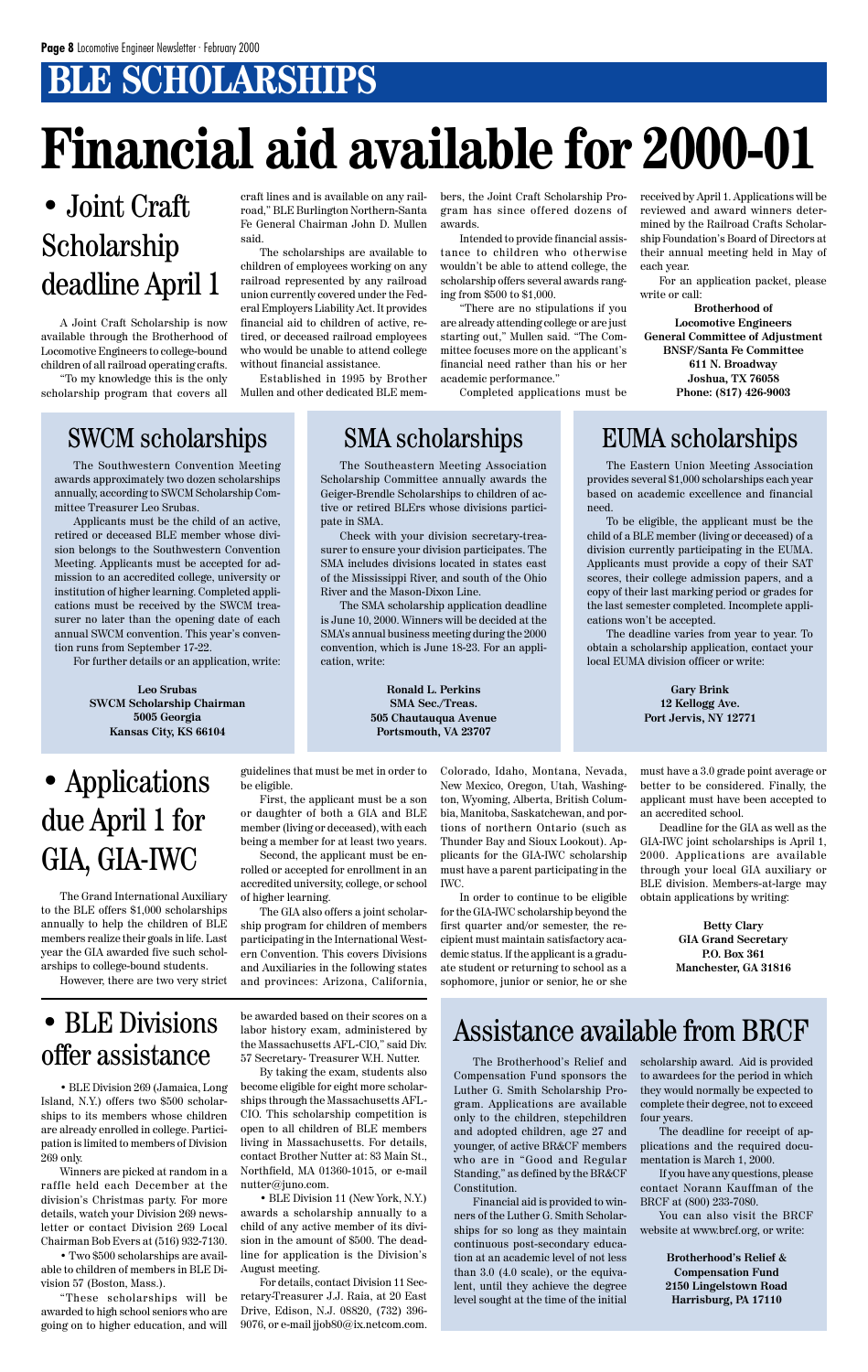# BLE SCHOLARSHIPS

# Financial aid available for 2000-01

## • Joint Craft Scholarship deadline April 1

A Joint Craft Scholarship is now available through the Brotherhood of Locomotive Engineers to college-bound children of all railroad operating crafts.

"To my knowledge this is the only scholarship program that covers all craft lines and is available on any railroad," BLE Burlington Northern-Santa Fe General Chairman John D. Mullen said.

The scholarships are available to children of employees working on any railroad represented by any railroad union currently covered under the Federal Employers Liability Act. It provides financial aid to children of active, retired, or deceased railroad employees who would be unable to attend college without financial assistance.

Established in 1995 by Brother Mullen and other dedicated BLE members, the Joint Craft Scholarship Program has since offered dozens of awards.

Intended to provide financial assistance to children who otherwise wouldn't be able to attend college, the scholarship offers several awards ranging from $500 to $1,000.

"There are no stipulations if you are already attending college or are just starting out," Mullen said. "The Committee focuses more on the applicant's financial need rather than his or her academic performance."

Completed applications must be received by April 1. Applications will be reviewed and award winners determined by the Railroad Crafts Scholarship Foundation's Board of Directors at their annual meeting held in May of each year.

For an application packet, please write or call:

**Brotherhood of Locomotive Engineers**
**General Committee of Adjustment**
**BNSF/Santa Fe Committee**
**611 N. Broadway**
**Joshua, TX 76058**
**Phone: (817) 426-9003**

## SWCM scholarships

The Southwestern Convention Meeting awards approximately two dozen scholarships annually, according to SWCM Scholarship Committee Treasurer Leo Srubas.

Applicants must be the child of an active, retired or deceased BLE member whose division belongs to the Southwestern Convention Meeting. Applicants must be accepted for admission to an accredited college, university or institution of higher learning. Completed applications must be received by the SWCM treasurer no later than the opening date of each annual SWCM convention. This year's convention runs from September 17-22.

For further details or an application, write:

**Leo Srubas**
**SWCM Scholarship Chairman**
**5005 Georgia**
**Kansas City, KS 66104**

## SMA scholarships

The Southeastern Meeting Association Scholarship Committee annually awards the Geiger-Brendle Scholarships to children of active or retired BLErs whose divisions participate in SMA.

Check with your division secretary-treasurer to ensure your division participates. The SMA includes divisions located in states east of the Mississippi River, and south of the Ohio River and the Mason-Dixon Line.

The SMA scholarship application deadline is June 10, 2000. Winners will be decided at the SMA's annual business meeting during the 2000 convention, which is June 18-23. For an application, write:

**Ronald L. Perkins**
**SMA Sec./Treas.**
**505 Chautauqua Avenue**
**Portsmouth, VA 23707**

## EUMA scholarships

The Eastern Union Meeting Association provides several $1,000 scholarships each year based on academic excellence and financial need.

To be eligible, the applicant must be the child of a BLE member (living or deceased) of a division currently participating in the EUMA. Applicants must provide a copy of their SAT scores, their college admission papers, and a copy of their last marking period or grades for the last semester completed. Incomplete applications won't be accepted.

The deadline varies from year to year. To obtain a scholarship application, contact your local EUMA division officer or write:

**Gary Brink**
**12 Kellogg Ave.**
**Port Jervis, NY 12771**

## • Applications due April 1 for GIA, GIA-IWC

The Grand International Auxiliary to the BLE offers $1,000 scholarships annually to help the children of BLE members realize their goals in life. Last year the GIA awarded five such scholarships to college-bound students.

However, there are two very strict guidelines that must be met in order to be eligible.

First, the applicant must be a son or daughter of both a GIA and BLE member (living or deceased), with each being a member for at least two years.

Second, the applicant must be enrolled or accepted for enrollment in an accredited university, college, or school of higher learning.

The GIA also offers a joint scholarship program for children of members participating in the International Western Convention. This covers Divisions and Auxiliaries in the following states and provinces: Arizona, California, Colorado, Idaho, Montana, Nevada, New Mexico, Oregon, Utah, Washington, Wyoming, Alberta, British Columbia, Manitoba, Saskatchewan, and portions of northern Ontario (such as Thunder Bay and Sioux Lookout). Applicants for the GIA-IWC scholarship must have a parent participating in the IWC.

In order to continue to be eligible for the GIA-IWC scholarship beyond the first quarter and/or semester, the recipient must maintain satisfactory academic status. If the applicant is a graduate student or returning to school as a sophomore, junior or senior, he or she must have a 3.0 grade point average or better to be considered. Finally, the applicant must have been accepted to an accredited school.

Deadline for the GIA as well as the GIA-IWC joint scholarships is April 1, 2000. Applications are available through your local GIA auxiliary or BLE division. Members-at-large may obtain applications by writing:

**Betty Clary**
**GIA Grand Secretary**
**P.O. Box 361**
**Manchester, GA 31816**

## • BLE Divisions offer assistance

• BLE Division 269 (Jamaica, Long Island, N.Y.) offers two $500 scholarships to its members whose children are already enrolled in college. Participation is limited to members of Division 269 only.

Winners are picked at random in a raffle held each December at the division's Christmas party. For more details, watch your Division 269 newsletter or contact Division 269 Local Chairman Bob Evers at (516) 932-7130.

• Two $500 scholarships are available to children of members in BLE Division 57 (Boston, Mass.).

"These scholarships will be awarded to high school seniors who are going on to higher education, and will be awarded based on their scores on a labor history exam, administered by the Massachusetts AFL-CIO," said Div. 57 Secretary- Treasurer W.H. Nutter.

By taking the exam, students also become eligible for eight more scholarships through the Massachusetts AFL-CIO. This scholarship competition is open to all children of BLE members living in Massachusetts. For details, contact Brother Nutter at: 83 Main St., Northfield, MA 01360-1015, or e-mail nutter@juno.com.

• BLE Division 11 (New York, N.Y.) awards a scholarship annually to a child of any active member of its division in the amount of $500. The deadline for application is the Division's August meeting.

For details, contact Division 11 Secretary-Treasurer J.J. Raia, at 20 East Drive, Edison, N.J. 08820, (732) 396-9076, or e-mail jjob80@ix.netcom.com.

## Assistance available from BRCF

The Brotherhood's Relief and Compensation Fund sponsors the Luther G. Smith Scholarship Program. Applications are available only to the children, stepchildren and adopted children, age 27 and younger, of active BR&CF members who are in "Good and Regular Standing," as defined by the BR&CF Constitution.

Financial aid is provided to winners of the Luther G. Smith Scholarships for so long as they maintain continuous post-secondary education at an academic level of not less than 3.0 (4.0 scale), or the equivalent, until they achieve the degree level sought at the time of the initial scholarship award. Aid is provided to awardees for the period in which they would normally be expected to complete their degree, not to exceed four years.

The deadline for receipt of applications and the required documentation is March 1, 2000.

If you have any questions, please contact Norann Kauffman of the BRCF at (800) 233-7080.

You can also visit the BRCF website at www.brcf.org, or write:

**Brotherhood's Relief & Compensation Fund**
**2150 Lingelstown Road**
**Harrisburg, PA 17110**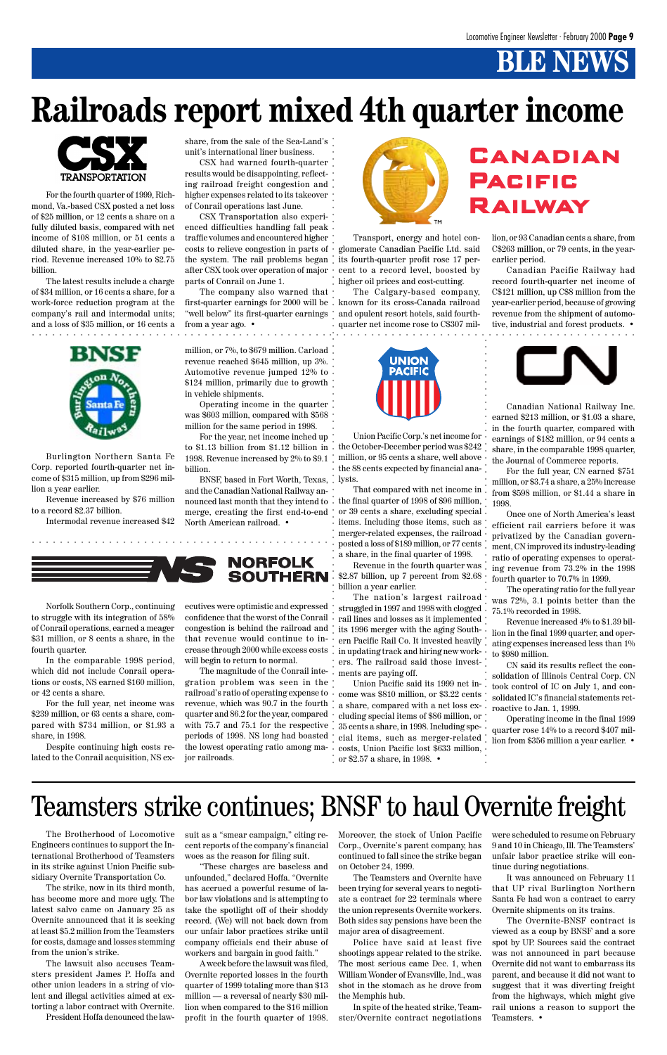# BLE NEWS

# Railroads report mixed 4th quarter income

## CSX Transportation

For the fourth quarter of 1999, Richmond, Va.-based CSX posted a net loss of $25 million, or 12 cents a share on a fully diluted basis, compared with net income of $108 million, or 51 cents a diluted share, in the year-earlier period. Revenue increased 10% to $2.75 billion.

The latest results include a charge of $34 million, or 16 cents a share, for a work-force reduction program at the company's rail and intermodal units; and a loss of $35 million, or 16 cents a share, from the sale of the Sea-Land's unit's international liner business.

CSX had warned fourth-quarter results would be disappointing, reflecting railroad freight congestion and higher expenses related to its takeover of Conrail operations last June.

CSX Transportation also experienced difficulties handling fall peak traffic volumes and encountered higher costs to relieve congestion in parts of the system. The rail problems began after CSX took over operation of major parts of Conrail on June 1.

The company also warned that first-quarter earnings for 2000 will be "well below" its first-quarter earnings from a year ago. •

## Canadian Pacific Railway

Transport, energy and hotel conglomerate Canadian Pacific Ltd. said its fourth-quarter profit rose 17 percent to a record level, boosted by higher oil prices and cost-cutting.

The Calgary-based company, known for its cross-Canada railroad and opulent resort hotels, said fourth-quarter net income rose to C$307 million, or 93 Canadian cents a share, from C$263 million, or 79 cents, in the year-earlier period.

Canadian Pacific Railway had record fourth-quarter net income of C$121 million, up C$8 million from the year-earlier period, because of growing revenue from the shipment of automotive, industrial and forest products. •

## BNSF

Burlington Northern Santa Fe Corp. reported fourth-quarter net income of $315 million, up from $296 million a year earlier.

Revenue increased by $76 million to a record $2.37 billion.

Intermodal revenue increased $42 million, or 7%, to $679 million. Carload revenue reached $645 million, up 3%. Automotive revenue jumped 12% to $124 million, primarily due to growth in vehicle shipments.

Operating income in the quarter was $603 million, compared with $568 million for the same period in 1998.

For the year, net income inched up to $1.13 billion from $1.12 billion in 1998. Revenue increased by 2% to $9.1 billion.

BNSF, based in Fort Worth, Texas, and the Canadian National Railway announced last month that they intend to merge, creating the first end-to-end North American railroad. •

## Union Pacific

Union Pacific Corp.'s net income for the October-December period was $242 million, or 95 cents a share, well above the 88 cents expected by financial analysts.

That compared with net income in the final quarter of 1998 of $96 million, or 39 cents a share, excluding special items. Including those items, such as merger-related expenses, the railroad posted a loss of $189 million, or 77 cents a share, in the final quarter of 1998.

Revenue in the fourth quarter was $2.87 billion, up 7 percent from $2.68 billion a year earlier.

The nation's largest railroad struggled in 1997 and 1998 with clogged rail lines and losses as it implemented its 1996 merger with the aging Southern Pacific Rail Co. It invested heavily in updating track and hiring new workers. The railroad said those investments are paying off.

Union Pacific said its 1999 net income was $810 million, or $3.22 cents a share, compared with a net loss excluding special items of $86 million, or 35 cents a share, in 1998. Including special items, such as merger-related costs, Union Pacific lost $633 million, or $2.57 a share, in 1998. •

## CN

Canadian National Railway Inc. earned $213 million, or $1.03 a share, in the fourth quarter, compared with earnings of $182 million, or 94 cents a share, in the comparable 1998 quarter, the Journal of Commerce reports.

For the full year, CN earned $751 million, or $3.74 a share, a 25% increase from $598 million, or $1.44 a share in 1998.

Once one of North America's least efficient rail carriers before it was privatized by the Canadian government, CN improved its industry-leading ratio of operating expenses to operating revenue from 73.2% in the 1998 fourth quarter to 70.7% in 1999.

The operating ratio for the full year was 72%, 3.1 points better than the 75.1% recorded in 1998.

Revenue increased 4% to $1.39 billion in the final 1999 quarter, and operating expenses increased less than 1% to $980 million.

CN said its results reflect the consolidation of Illinois Central Corp. CN took control of IC on July 1, and consolidated IC's financial statements retroactive to Jan. 1, 1999.

Operating income in the final 1999 quarter rose 14% to a record $407 million from $356 million a year earlier. •

## Norfolk Southern

Norfolk Southern Corp., continuing to struggle with its integration of 58% of Conrail operations, earned a meager $31 million, or 8 cents a share, in the fourth quarter.

In the comparable 1998 period, which did not include Conrail operations or costs, NS earned $160 million, or 42 cents a share.

For the full year, net income was $239 million, or 63 cents a share, compared with $734 million, or $1.93 a share, in 1998.

Despite continuing high costs related to the Conrail acquisition, NS executives were optimistic and expressed confidence that the worst of the Conrail congestion is behind the railroad and that revenue would continue to increase through 2000 while excess costs will begin to return to normal.

The magnitude of the Conrail integration problem was seen in the railroad's ratio of operating expense to revenue, which was 90.7 in the fourth quarter and 86.2 for the year, compared with 75.7 and 75.1 for the respective periods of 1998. NS long had boasted the lowest operating ratio among major railroads.

# Teamsters strike continues; BNSF to haul Overnite freight

The Brotherhood of Locomotive Engineers continues to support the International Brotherhood of Teamsters in its strike against Union Pacific subsidiary Overnite Transportation Co.

The strike, now in its third month, has become more and more ugly. The latest salvo came on January 25 as Overnite announced that it is seeking at least $5.2 million from the Teamsters for costs, damage and losses stemming from the union's strike.

The lawsuit also accuses Teamsters president James P. Hoffa and other union leaders in a string of violent and illegal activities aimed at extorting a labor contract with Overnite.

President Hoffa denounced the lawsuit as a "smear campaign," citing recent reports of the company's financial woes as the reason for filing suit.

"These charges are baseless and unfounded," declared Hoffa. "Overnite has accrued a powerful resume of labor law violations and is attempting to take the spotlight off of their shoddy record. (We) will not back down from our unfair labor practices strike until company officials end their abuse of workers and bargain in good faith."

A week before the lawsuit was filed, Overnite reported losses in the fourth quarter of 1999 totaling more than $13 million — a reversal of nearly $30 million when compared to the $16 million profit in the fourth quarter of 1998. Moreover, the stock of Union Pacific Corp., Overnite's parent company, has continued to fall since the strike began on October 24, 1999.

The Teamsters and Overnite have been trying for several years to negotiate a contract for 22 terminals where the union represents Overnite workers. Both sides say pensions have been the major area of disagreement.

Police have said at least five shootings appear related to the strike. The most serious came Dec. 1, when William Wonder of Evansville, Ind., was shot in the stomach as he drove from the Memphis hub.

In spite of the heated strike, Teamster/Overnite contract negotiations were scheduled to resume on February 9 and 10 in Chicago, Ill. The Teamsters' unfair labor practice strike will continue during negotiations.

It was announced on February 11 that UP rival Burlington Northern Santa Fe had won a contract to carry Overnite shipments on its trains.

The Overnite-BNSF contract is viewed as a coup by BNSF and a sore spot by UP. Sources said the contract was not announced in part because Overnite did not want to embarrass its parent, and because it did not want to suggest that it was diverting freight from the highways, which might give rail unions a reason to support the Teamsters. •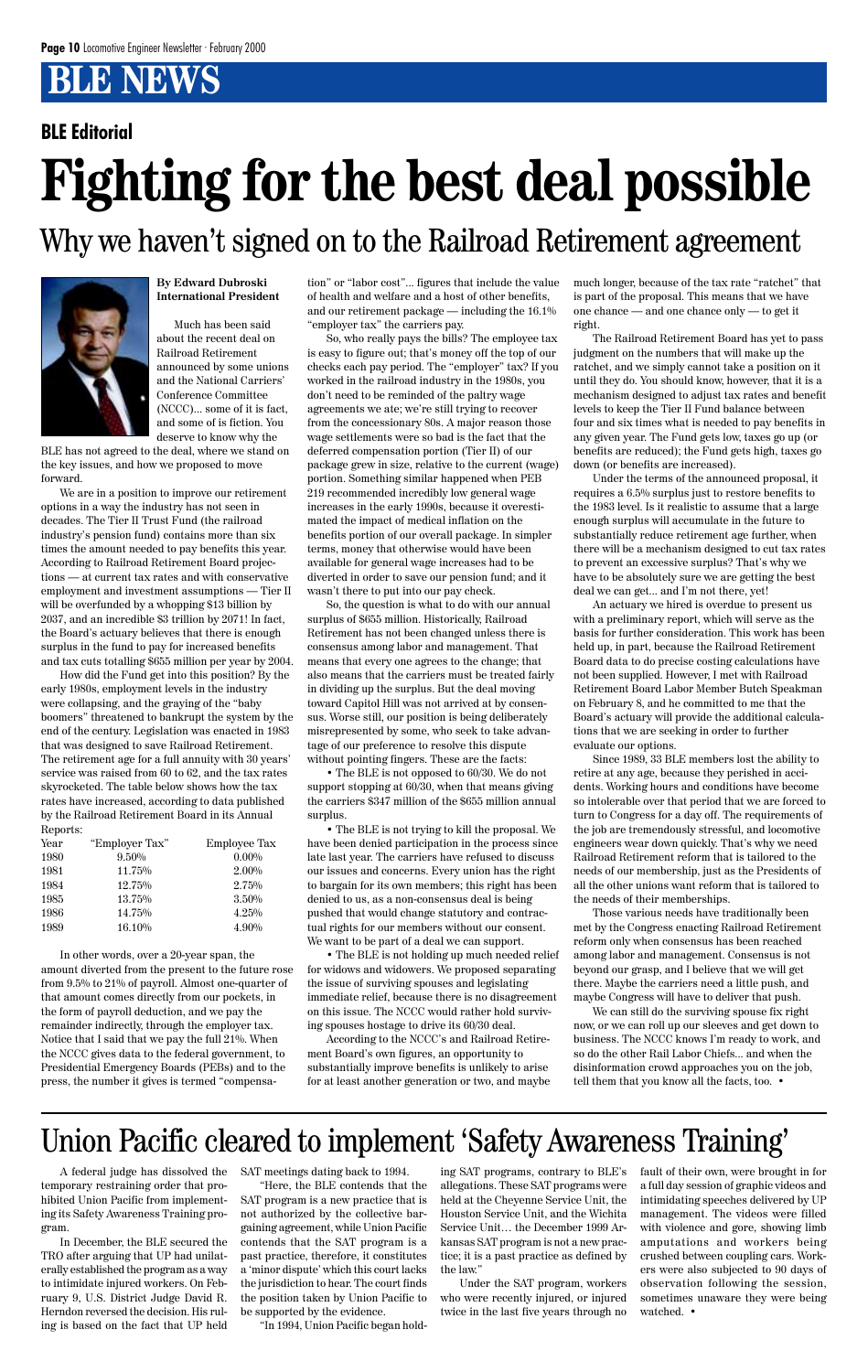# BLE NEWS

## BLE Editorial

# Fighting for the best deal possible

## Why we haven't signed on to the Railroad Retirement agreement

**By Edward Dubroski**
**International President**

Much has been said about the recent deal on Railroad Retirement announced by some unions and the National Carriers' Conference Committee (NCCC)... some of it is fact, and some of it is fiction. You deserve to know why the BLE has not agreed to the deal, where we stand on the key issues, and how we proposed to move forward.

We are in a position to improve our retirement options in a way the industry has not seen in decades. The Tier II Trust Fund (the railroad industry's pension fund) contains more than six times the amount needed to pay benefits this year. According to Railroad Retirement Board projections — at current tax rates and with conservative employment and investment assumptions — Tier II will be overfunded by a whopping $13 billion by 2037, and an incredible $3 trillion by 2071! In fact, the Board's actuary believes that there is enough surplus in the fund to pay for increased benefits and tax cuts totalling $655 million per year by 2004.

How did the Fund get into this position? By the early 1980s, employment levels in the industry were collapsing, and the graying of the "baby boomers" threatened to bankrupt the system by the end of the century. Legislation was enacted in 1983 that was designed to save Railroad Retirement. The retirement age for a full annuity with 30 years' service was raised from 60 to 62, and the tax rates skyrocketed. The table below shows how the tax rates have increased, according to data published by the Railroad Retirement Board in its Annual Reports:

| Year | "Employer Tax" | Employee Tax |
|---|---|---|
| 1980 | 9.50% | 0.00% |
| 1981 | 11.75% | 2.00% |
| 1984 | 12.75% | 2.75% |
| 1985 | 13.75% | 3.50% |
| 1986 | 14.75% | 4.25% |
| 1989 | 16.10% | 4.90% |

In other words, over a 20-year span, the amount diverted from the present to the future rose from 9.5% to 21% of payroll. Almost one-quarter of that amount comes directly from our pockets, in the form of payroll deduction, and we pay the remainder indirectly, through the employer tax. Notice that I said that we pay the full 21%. When the NCCC gives data to the federal government, to Presidential Emergency Boards (PEBs) and to the press, the number it gives is termed "compensation" or "labor cost"... figures that include the value of health and welfare and a host of other benefits, and our retirement package — including the 16.1% "employer tax" the carriers pay.

So, who really pays the bills? The employee tax is easy to figure out; that's money off the top of our checks each pay period. The "employer" tax? If you worked in the railroad industry in the 1980s, you don't need to be reminded of the paltry wage agreements we ate; we're still trying to recover from the concessionary 80s. A major reason those wage settlements were so bad is the fact that the deferred compensation portion (Tier II) of our package grew in size, relative to the current (wage) portion. Something similar happened when PEB 219 recommended incredibly low general wage increases in the early 1990s, because it overestimated the impact of medical inflation on the benefits portion of our overall package. In simpler terms, money that otherwise would have been available for general wage increases had to be diverted in order to save our pension fund; and it wasn't there to put into our pay check.

So, the question is what to do with our annual surplus of $655 million. Historically, Railroad Retirement has not been changed unless there is consensus among labor and management. That means that every one agrees to the change; that also means that the carriers must be treated fairly in dividing up the surplus. But the deal moving toward Capitol Hill was not arrived at by consensus. Worse still, our position is being deliberately misrepresented by some, who seek to take advantage of our preference to resolve this dispute without pointing fingers. These are the facts:

• The BLE is not opposed to 60/30. We do not support stopping at 60/30, when that means giving the carriers $347 million of the $655 million annual surplus.

• The BLE is not trying to kill the proposal. We have been denied participation in the process since late last year. The carriers have refused to discuss our issues and concerns. Every union has the right to bargain for its own members; this right has been denied to us, as a non-consensus deal is being pushed that would change statutory and contractual rights for our members without our consent. We want to be part of a deal we can support.

• The BLE is not holding up much needed relief for widows and widowers. We proposed separating the issue of surviving spouses and legislating immediate relief, because there is no disagreement on this issue. The NCCC would rather hold surviving spouses hostage to drive its 60/30 deal.

According to the NCCC's and Railroad Retirement Board's own figures, an opportunity to substantially improve benefits is unlikely to arise for at least another generation or two, and maybe much longer, because of the tax rate "ratchet" that is part of the proposal. This means that we have one chance — and one chance only — to get it right.

The Railroad Retirement Board has yet to pass judgment on the numbers that will make up the ratchet, and we simply cannot take a position on it until they do. You should know, however, that it is a mechanism designed to adjust tax rates and benefit levels to keep the Tier II Fund balance between four and six times what is needed to pay benefits in any given year. The Fund gets low, taxes go up (or benefits are reduced); the Fund gets high, taxes go down (or benefits are increased).

Under the terms of the announced proposal, it requires a 6.5% surplus just to restore benefits to the 1983 level. Is it realistic to assume that a large enough surplus will accumulate in the future to substantially reduce retirement age further, when there will be a mechanism designed to cut tax rates to prevent an excessive surplus? That's why we have to be absolutely sure we are getting the best deal we can get... and I'm not there, yet!

An actuary we hired is overdue to present us with a preliminary report, which will serve as the basis for further consideration. This work has been held up, in part, because the Railroad Retirement Board data to do precise costing calculations have not been supplied. However, I met with Railroad Retirement Board Labor Member Butch Speakman on February 8, and he committed to me that the Board's actuary will provide the additional calculations that we are seeking in order to further evaluate our options.

Since 1989, 33 BLE members lost the ability to retire at any age, because they perished in accidents. Working hours and conditions have become so intolerable over that period that we are forced to turn to Congress for a day off. The requirements of the job are tremendously stressful, and locomotive engineers wear down quickly. That's why we need Railroad Retirement reform that is tailored to the needs of our membership, just as the Presidents of all the other unions want reform that is tailored to the needs of their memberships.

Those various needs have traditionally been met by the Congress enacting Railroad Retirement reform only when consensus has been reached among labor and management. Consensus is not beyond our grasp, and I believe that we will get there. Maybe the carriers need a little push, and maybe Congress will have to deliver that push.

We can still do the surviving spouse fix right now, or we can roll up our sleeves and get down to business. The NCCC knows I'm ready to work, and so do the other Rail Labor Chiefs... and when the disinformation crowd approaches you on the job, tell them that you know all the facts, too. •

# Union Pacific cleared to implement 'Safety Awareness Training'

A federal judge has dissolved the temporary restraining order that prohibited Union Pacific from implementing its Safety Awareness Training program.

In December, the BLE secured the TRO after arguing that UP had unilaterally established the program as a way to intimidate injured workers. On February 9, U.S. District Judge David R. Herndon reversed the decision. His ruling is based on the fact that UP held SAT meetings dating back to 1994.

"Here, the BLE contends that the SAT program is a new practice that is not authorized by the collective bargaining agreement, while Union Pacific contends that the SAT program is a past practice, therefore, it constitutes a 'minor dispute' which this court lacks the jurisdiction to hear. The court finds the position taken by Union Pacific to be supported by the evidence.

"In 1994, Union Pacific began holding SAT programs, contrary to BLE's allegations. These SAT programs were held at the Cheyenne Service Unit, the Houston Service Unit, and the Wichita Service Unit… the December 1999 Arkansas SAT program is not a new practice; it is a past practice as defined by the law."

Under the SAT program, workers who were recently injured, or injured twice in the last five years through no fault of their own, were brought in for a full day session of graphic videos and intimidating speeches delivered by UP management. The videos were filled with violence and gore, showing limb amputations and workers being crushed between coupling cars. Workers were also subjected to 90 days of observation following the session, sometimes unaware they were being watched. •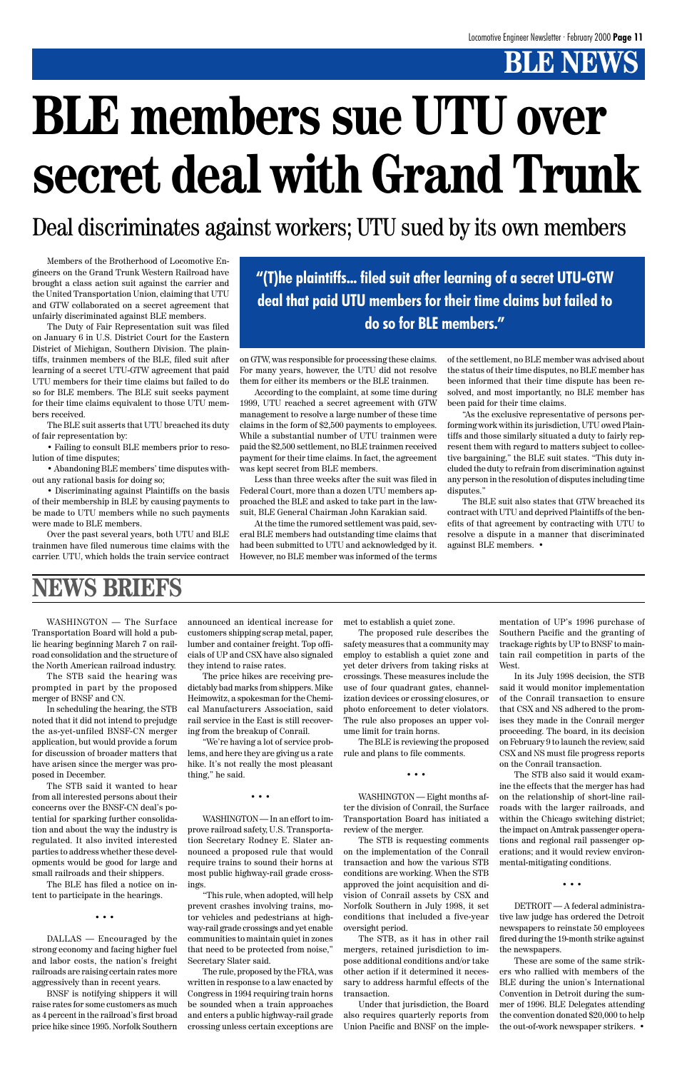# BLE NEWS

# BLE members sue UTU over secret deal with Grand Trunk

## Deal discriminates against workers; UTU sued by its own members

Members of the Brotherhood of Locomotive Engineers on the Grand Trunk Western Railroad have brought a class action suit against the carrier and the United Transportation Union, claiming that UTU and GTW collaborated on a secret agreement that unfairly discriminated against BLE members.

The Duty of Fair Representation suit was filed on January 6 in U.S. District Court for the Eastern District of Michigan, Southern Division. The plaintiffs, trainmen members of the BLE, filed suit after learning of a secret UTU-GTW agreement that paid UTU members for their time claims but failed to do so for BLE members. The BLE suit seeks payment for their time claims equivalent to those UTU members received.

> **"(T)he plaintiffs... filed suit after learning of a secret UTU-GTW deal that paid UTU members for their time claims but failed to do so for BLE members."**

The BLE suit asserts that UTU breached its duty of fair representation by:

- Failing to consult BLE members prior to resolution of time disputes;
- Abandoning BLE members' time disputes without any rational basis for doing so;
- Discriminating against Plaintiffs on the basis of their membership in BLE by causing payments to be made to UTU members while no such payments were made to BLE members.

Over the past several years, both UTU and BLE trainmen have filed numerous time claims with the carrier. UTU, which holds the train service contract on GTW, was responsible for processing these claims. For many years, however, the UTU did not resolve them for either its members or the BLE trainmen.

According to the complaint, at some time during 1999, UTU reached a secret agreement with GTW management to resolve a large number of these time claims in the form of $2,500 payments to employees. While a substantial number of UTU trainmen were paid the $2,500 settlement, no BLE trainmen received payment for their time claims. In fact, the agreement was kept secret from BLE members.

Less than three weeks after the suit was filed in Federal Court, more than a dozen UTU members approached the BLE and asked to take part in the lawsuit, BLE General Chairman John Karakian said.

At the time the rumored settlement was paid, several BLE members had outstanding time claims that had been submitted to UTU and acknowledged by it. However, no BLE member was informed of the terms of the settlement, no BLE member was advised about the status of their time disputes, no BLE member has been informed that their time dispute has been resolved, and most importantly, no BLE member has been paid for their time claims.

"As the exclusive representative of persons performing work within its jurisdiction, UTU owed Plaintiffs and those similarly situated a duty to fairly represent them with regard to matters subject to collective bargaining," the BLE suit states. "This duty included the duty to refrain from discrimination against any person in the resolution of disputes including time disputes."

The BLE suit also states that GTW breached its contract with UTU and deprived Plaintiffs of the benefits of that agreement by contracting with UTU to resolve a dispute in a manner that discriminated against BLE members. •

# NEWS BRIEFS

WASHINGTON — The Surface Transportation Board will hold a public hearing beginning March 7 on railroad consolidation and the structure of the North American railroad industry.

The STB said the hearing was prompted in part by the proposed merger of BNSF and CN.

In scheduling the hearing, the STB noted that it did not intend to prejudge the as-yet-unfiled BNSF-CN merger application, but would provide a forum for discussion of broader matters that have arisen since the merger was proposed in December.

The STB said it wanted to hear from all interested persons about their concerns over the BNSF-CN deal's potential for sparking further consolidation and about the way the industry is regulated. It also invited interested parties to address whether these developments would be good for large and small railroads and their shippers.

The BLE has filed a notice on intent to participate in the hearings.

• • •

DALLAS — Encouraged by the strong economy and facing higher fuel and labor costs, the nation's freight railroads are raising certain rates more aggressively than in recent years.

BNSF is notifying shippers it will raise rates for some customers as much as 4 percent in the railroad's first broad price hike since 1995. Norfolk Southern announced an identical increase for customers shipping scrap metal, paper, lumber and container freight. Top officials of UP and CSX have also signaled they intend to raise rates.

The price hikes are receiving predictably bad marks from shippers. Mike Heimowitz, a spokesman for the Chemical Manufacturers Association, said rail service in the East is still recovering from the breakup of Conrail.

"We're having a lot of service problems, and here they are giving us a rate hike. It's not really the most pleasant thing," he said.

• • •

WASHINGTON — In an effort to improve railroad safety, U.S. Transportation Secretary Rodney E. Slater announced a proposed rule that would require trains to sound their horns at most public highway-rail grade crossings.

"This rule, when adopted, will help prevent crashes involving trains, motor vehicles and pedestrians at highway-rail grade crossings and yet enable communities to maintain quiet in zones that need to be protected from noise," Secretary Slater said.

The rule, proposed by the FRA, was written in response to a law enacted by Congress in 1994 requiring train horns be sounded when a train approaches and enters a public highway-rail grade crossing unless certain exceptions are met to establish a quiet zone.

The proposed rule describes the safety measures that a community may employ to establish a quiet zone and yet deter drivers from taking risks at crossings. These measures include the use of four quadrant gates, channelization devices or crossing closures, or photo enforcement to deter violators. The rule also proposes an upper volume limit for train horns.

The BLE is reviewing the proposed rule and plans to file comments.

• • •

WASHINGTON — Eight months after the division of Conrail, the Surface Transportation Board has initiated a review of the merger.

The STB is requesting comments on the implementation of the Conrail transaction and how the various STB conditions are working. When the STB approved the joint acquisition and division of Conrail assets by CSX and Norfolk Southern in July 1998, it set conditions that included a five-year oversight period.

The STB, as it has in other rail mergers, retained jurisdiction to impose additional conditions and/or take other action if it determined it necessary to address harmful effects of the transaction.

Under that jurisdiction, the Board also requires quarterly reports from Union Pacific and BNSF on the implementation of UP's 1996 purchase of Southern Pacific and the granting of trackage rights by UP to BNSF to maintain rail competition in parts of the West.

In its July 1998 decision, the STB said it would monitor implementation of the Conrail transaction to ensure that CSX and NS adhered to the promises they made in the Conrail merger proceeding. The board, in its decision on February 9 to launch the review, said CSX and NS must file progress reports on the Conrail transaction.

The STB also said it would examine the effects that the merger has had on the relationship of short-line railroads with the larger railroads, and within the Chicago switching district; the impact on Amtrak passenger operations and regional rail passenger operations; and it would review environmental-mitigating conditions.

• • •

DETROIT — A federal administrative law judge has ordered the Detroit newspapers to reinstate 50 employees fired during the 19-month strike against the newspapers.

These are some of the same strikers who rallied with members of the BLE during the union's International Convention in Detroit during the summer of 1996. BLE Delegates attending the convention donated $20,000 to help the out-of-work newspaper strikers. •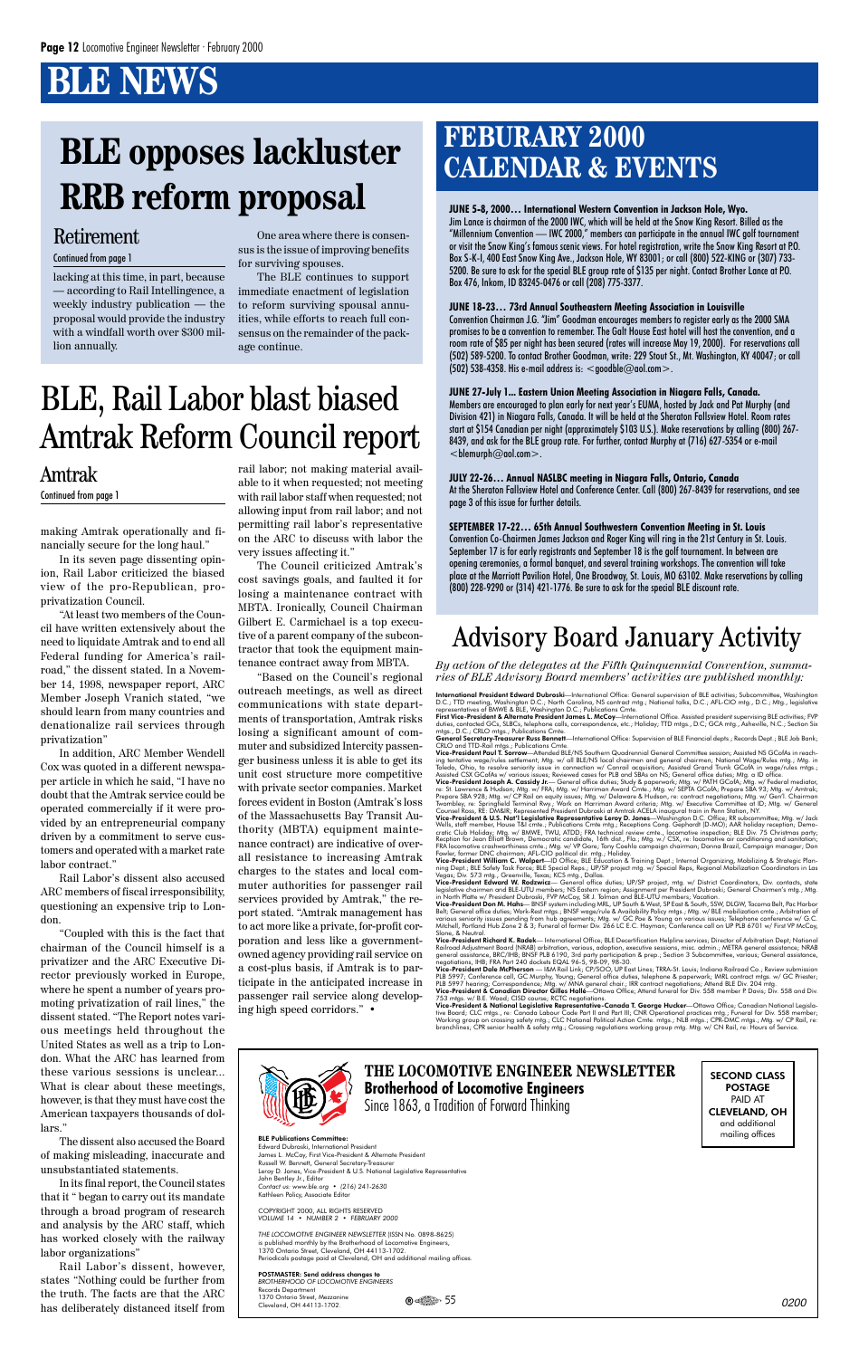# BLE NEWS

## BLE opposes lackluster RRB reform proposal

### Retirement

Continued from page 1

lacking at this time, in part, because — according to Rail Intellingence, a weekly industry publication — the proposal would provide the industry with a windfall worth over $300 million annually.

One area where there is consensus is the issue of improving benefits for surviving spouses.

The BLE continues to support immediate enactment of legislation to reform surviving spousal annuities, while efforts to reach full consensus on the remainder of the package continue.

## BLE, Rail Labor blast biased Amtrak Reform Council report

### Amtrak

Continued from page 1

making Amtrak operationally and financially secure for the long haul."

In its seven page dissenting opinion, Rail Labor criticized the biased view of the pro-Republican, pro-privatization Council.

"At least two members of the Council have written extensively about the need to liquidate Amtrak and to end all Federal funding for America's railroad," the dissent stated. In a November 14, 1998, newspaper report, ARC Member Joseph Vranich stated, "we should learn from many countries and denationalize rail services through privatization"

In addition, ARC Member Wendell Cox was quoted in a different newspaper article in which he said, "I have no doubt that the Amtrak service could be operated commercially if it were provided by an entrepreneurial company driven by a commitment to serve customers and operated with a market rate labor contract."

Rail Labor's dissent also accused ARC members of fiscal irresponsibility, questioning an expensive trip to London.

"Coupled with this is the fact that chairman of the Council himself is a privatizer and the ARC Executive Director previously worked in Europe, where he spent a number of years promoting privatization of rail lines," the dissent stated. "The Report notes various meetings held throughout the United States as well as a trip to London. What the ARC has learned from these various sessions is unclear... What is clear about these meetings, however, is that they must have cost the American taxpayers thousands of dollars."

The dissent also accused the Board of making misleading, inaccurate and unsubstantiated statements.

In its final report, the Council states that it " began to carry out its mandate through a broad program of research and analysis by the ARC staff, which has worked closely with the railway labor organizations"

Rail Labor's dissent, however, states "Nothing could be further from the truth. The facts are that the ARC has deliberately distanced itself from rail labor; not making material available to it when requested; not meeting with rail labor staff when requested; not allowing input from rail labor; and not permitting rail labor's representative on the ARC to discuss with labor the very issues affecting it."

The Council criticized Amtrak's cost savings goals, and faulted it for losing a maintenance contract with MBTA. Ironically, Council Chairman Gilbert E. Carmichael is a top executive of a parent company of the subcontractor that took the equipment maintenance contract away from MBTA.

"Based on the Council's regional outreach meetings, as well as direct communications with state departments of transportation, Amtrak risks losing a significant amount of commuter and subsidized Intercity passenger business unless it is able to get its unit cost structure more competitive with private sector companies. Market forces evident in Boston (Amtrak's loss of the Massachusetts Bay Transit Authority (MBTA) equipment maintenance contract) are indicative of overall resistance to increasing Amtrak charges to the states and local commuter authorities for passenger rail services provided by Amtrak," the report stated. "Amtrak management has to act more like a private, for-profit corporation and less like a government-owned agency providing rail service on a cost-plus basis, if Amtrak is to participate in the anticipated increase in passenger rail service along developing high speed corridors." •

## FEBURARY 2000 CALENDAR & EVENTS

**JUNE 5-8, 2000… International Western Convention in Jackson Hole, Wyo.**
Jim Lance is chairman of the 2000 IWC, which will be held at the Snow King Resort. Billed as the "Millennium Convention — IWC 2000," members can participate in the annual IWC golf tournament or visit the Snow King's famous scenic views. For hotel registration, write the Snow King Resort at P.O. Box S-K-I, 400 East Snow King Ave., Jackson Hole, WY 83001; or call (800) 522-KING or (307) 733-5200. Be sure to ask for the special BLE group rate of $135 per night. Contact Brother Lance at P.O. Box 476, Inkom, ID 83245-0476 or call (208) 775-3377.

**JUNE 18-23… 73rd Annual Southeastern Meeting Association in Louisville**
Convention Chairman J.G. "Jim" Goodman encourages members to register early as the 2000 SMA promises to be a convention to remember. The Galt House East hotel will host the convention, and a room rate of $85 per night has been secured (rates will increase May 19, 2000). For reservations call (502) 589-5200. To contact Brother Goodman, write: 229 Stout St., Mt. Washington, KY 40047; or call (502) 538-4358. His e-mail address is: <goodble@aol.com>.

**JUNE 27-July 1… Eastern Union Meeting Association in Niagara Falls, Canada.**
Members are encouraged to plan early for next year's EUMA, hosted by Jack and Pat Murphy (and Division 421) in Niagara Falls, Canada. It will be held at the Sheraton Fallsview Hotel. Room rates start at $154 Canadian per night (approximately $103 U.S.). Make reservations by calling (800) 267-8439, and ask for the BLE group rate. For further, contact Murphy at (716) 627-5354 or e-mail <blemurph@aol.com>.

**JULY 22-26… Annual NASLBC meeting in Niagara Falls, Ontario, Canada**
At the Sheraton Fallsview Hotel and Conference Center. Call (800) 267-8439 for reservations, and see page 3 of this issue for further details.

**SEPTEMBER 17-22… 65th Annual Southwestern Convention Meeting in St. Louis**
Convention Co-Chairmen James Jackson and Roger King will ring in the 21st Century in St. Louis. September 17 is for early registrants and September 18 is the golf tournament. In between are opening ceremonies, a formal banquet, and several training workshops. The convention will take place at the Marriott Pavilion Hotel, One Broadway, St. Louis, MO 63102. Make reservations by calling (800) 228-9290 or (314) 421-1776. Be sure to ask for the special BLE discount rate.

## Advisory Board January Activity

*By action of the delegates at the Fifth Quinquennial Convention, summaries of BLE Advisory Board members' activities are published monthly:*

**International President Edward Dubroski**—International Office: General supervision of BLE activities; Subcommittee, Washington D.C.; TTD meeting, Washington D.C.; North Carolina, NS contract mtg.; National talks, D.C.; AFL-CIO mtg., D.C.; Mtg., legislative representatives of BMWE & BLE, Washington D.C.; Publications Cmte.

**First Vice-President & Alternate President James L. McCoy**—International Office. Assisted president supervising BLE activities; FVP duties, contacted GCs, SLBCs, telephone calls, correspondence, etc.; Holiday; TTD mtgs., D.C, GCA mtg., Asheville, N.C.; Section Six mtgs., D.C.; CRLO mtgs.; Publications Cmte.

**General Secretary-Treasurer Russ Bennett**—International Office: Supervision of BLE Financial depts.; Records Dept.; BLE Job Bank; CRLO and TTD-Rail mtgs.; Publications Cmte.

**Vice-President Paul T. Sorrow**—Attended BLE/NS Southern Quadrennial General Committee session; Assisted NS GCofAs in reaching tentative wage/rules settlement; Mtg. w/ all BLE/NS local chairmen and general chairmen; National Wage/Rules mtg.; Mtg. in Toledo, Ohio, to resolve seniority issue in connection w/ Conrail acquisition; Assisted Grand Trunk GCofA in wage/rules mtgs.; Assisted CSX GCofAs w/ various issues; Reviewed cases for PLB and SBAs on NS; General office duties; Mtg. a ID office.

**Vice-President Joseph A. Cassidy Jr.**— General office duties; Study & paperwork; Mtg. w/ PATH GCofA; Mtg. w/ Federal mediator, re: St. Lawrence & Hudson; Mtg. w/ FRA; Mtg. w/ Harriman Award Cmte.; Mtg. w/ SEPTA GCofA; Prepare SBA 93; Mtg. w/ Amtrak; Prepare SBA 928; Mtg. w/ CP Rail on equity issues; Mtg. w/ Delaware & Hudson, re: contract negotiations; Mtg. w/ Gen'l. Chairman Twombley, re: Springfield Terminal Rwy.; Work on Harriman Award criteria; Mtg. w/ Executive Committee at ID; Mtg. w/ General Counsel Ross, RE: DM&IR; Represented President Dubroski at Amtrak ACELA inaugural train in Penn Station, NY.

**Vice-President & U.S. Nat'l Legislative Representative Leroy D. Jones**—Washington D.C. Office; RR subcommittee; Mtg. w/ Jack Wells, staff member, House T&I cmte.; Publications Cmte mtg.; Receptions Cong. Gephardt (D-MO); AAR holiday reception; Democratic Club Holiday; Mtg. w/ BMWE, TWU, ATDD; FRA technical review cmte., locomotive inspection; BLE Div. 75 Christmas party; Reception for Jean Elliott Brown, Democratic candidate, 16th dist., Fla.; Mtg. w/ CSX, re: locomotive air conditioning and sanitation; FRA locomotive crashworthiness cmte.; Mtg. w/ VP Gore; Tony Coehlo campaign chairman; Donna Brazil, Campaign manager; Don Fowler, former DNC chairman; AFL-CIO political dir. mtg.; Holiday.

**Vice-President William C. Walpert**—ID Office; BLE Education & Training Dept.; Internal Organizing, Mobilizing & Strategic Planning Dept.; BLE Safety Task Force; BLE Special Reps.; UP/SP project mtg. w/ Special Reps, Regional Mobilization Coordinators in Las Vegas; Div. 573 mtg., Greenville, Texas; KCS mtg., Dallas.

**Vice-President Edward W. Rodzwicz**— General office duties; UP/SP project, mtg. w/ District Coordinators, Div. contacts, state legislative chairmen and BLE-UTU members; NS Eastern region; Assignment per President Dubroski; General Chairmen's mtg.; Mtg. in North Platte w/ President Dubroski, FVP McCoy, SR J. Tolman and BLE-UTU members; Vacation.

**Vice-President Don M. Hahs**— BNSF system including MRL, UP South & West, SP East & South, SSW, DLGW, Tacoma Belt, Pac Harbor Belt; General office duties; Work-Rest mtgs.; BNSF wage/rule & Availability Policy mtgs.; Mtg. w/ BLE mobilization cmte.; Arbitration of various seniority issues pending from hub agreements; Mtg. w/ GC Poe & Young on various issues; Telephone conference w/ G.C. Mitchell, Portland Hub Zone 2 & 3; Funeral of former Div. 266 LC E.C. Hayman; Conference call on UP PLB 6701 w/ First VP McCoy, Slone, & Neutral.

**Vice-President Richard K. Radek**— International Office; BLE Decertification Helpline services; Director of Arbitration Dept; National Railroad Adjustment Board (NRAB) arbitration, various, adoption, executive sessions, misc. admin.; METRA general assistance; NRAB general assistance, BRC/IHB; BNSF PLB 6190, 3rd party participation & prep.; Section 3 Subcommittee, various; General assistance, negotiations, IHB; FRA Part 240 dockets EQAL 96-5, 98-09, 98-30.

**Vice-President Dale McPherson** — I&M Rail Link; CP/SOO; UP East Lines; TRRA-St. Louis; Indiana Railroad Co.; Review submission PLB 5997; Conference call, GC Murphy, Young; General office duties, telephone & paperwork; IMRL contract mtgs. w/ GC Priester; PLB 5997 hearing; Correspondence; Mtg. w/ MNA general chair.; IRR contract negotiations; Attend BLE Div. 204 mtg.

**Vice-President & Canadian Director Gilles Hallé**—Ottawa Office; Attend funeral for Div. 558 member P. Davis; Div. 558 and Div. 753 mtgs. w/ B.E. Wood; CISD course; RCTC negotiations.

**Vice-President & National Legislative Representative-Canada T. George Hucker**—Ottawa Office; Canadian National Legislative Board; CLC mtgs., re: Canada Labour Code Part II and Part III; CNR Operational practices mtg.; Funeral for Div. 558 member; Working group on crossing safety mtg.; CLC National Political Action Cmte. mtgs.; NLB mtgs.; CPR-DMC mtgs.; Mtg. w/ CP Rail, re: branchlines; CPR senior health & safety mtg.; Crossing regulations working group mtg. Mtg. w/ CN Rail, re: Hours of Service.

---

**THE LOCOMOTIVE ENGINEER NEWSLETTER**
**Brotherhood of Locomotive Engineers**
Since 1863, a Tradition of Forward Thinking

**BLE Publications Committee:**
Edward Dubroski, International President
James L. McCoy, First Vice-President & Alternate President
Russell W. Bennett, General Secretary-Treasurer
Leroy D. Jones, Vice-President & U.S. National Legislative Representative
John Bentley Jr., Editor
*Contact us: www.ble.org • (216) 241-2630*
Kathleen Policy, Associate Editor

COPYRIGHT 2000, ALL RIGHTS RESERVED
*VOLUME 14 • NUMBER 2 • FEBRUARY 2000*

*THE LOCOMOTIVE ENGINEER NEWSLETTER* (ISSN No. 0898-8625) is published monthly by the Brotherhood of Locomotive Engineers, 1370 Ontario Street, Cleveland, OH 44113-1702. Periodicals postage paid at Cleveland, OH and additional mailing offices.

**POSTMASTER: Send address changes to**
*BROTHERHOOD OF LOCOMOTIVE ENGINEERS*
Records Department
1370 Ontario Street, Mezzanine
Cleveland, OH 44113-1702.

**SECOND CLASS POSTAGE** PAID AT **CLEVELAND, OH** and additional mailing offices

55

0200